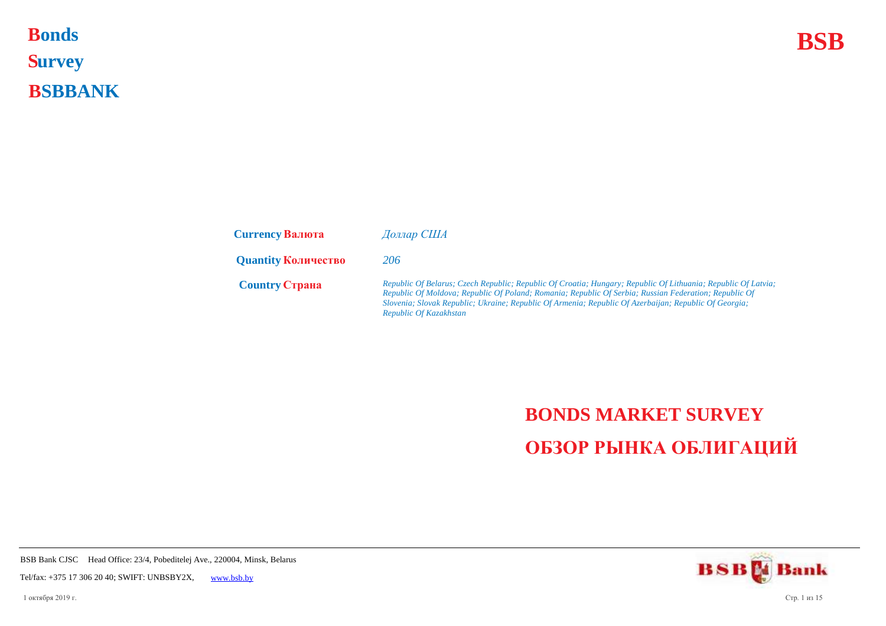# Bonds
# Survey
# BSBBANK

**BSB**

| | |
|---|---|
| **Currency Валюта** | *Доллар США* |
| **Quantity Количество** | *206* |
| **Country Страна** | *Republic Of Belarus; Czech Republic; Republic Of Croatia; Hungary; Republic Of Lithuania; Republic Of Latvia; Republic Of Moldova; Republic Of Poland; Romania; Republic Of Serbia; Russian Federation; Republic Of Slovenia; Slovak Republic; Ukraine; Republic Of Armenia; Republic Of Azerbaijan; Republic Of Georgia; Republic Of Kazakhstan* |

## BONDS MARKET SURVEY

## ОБЗОР РЫНКА ОБЛИГАЦИЙ

BSB Bank CJSC Head Office: 23/4, Pobeditelej Ave., 220004, Minsk, Belarus

Tel/fax: +375 17 306 20 40; SWIFT: UNBSBY2X, www.bsb.by

1 октября 2019 г.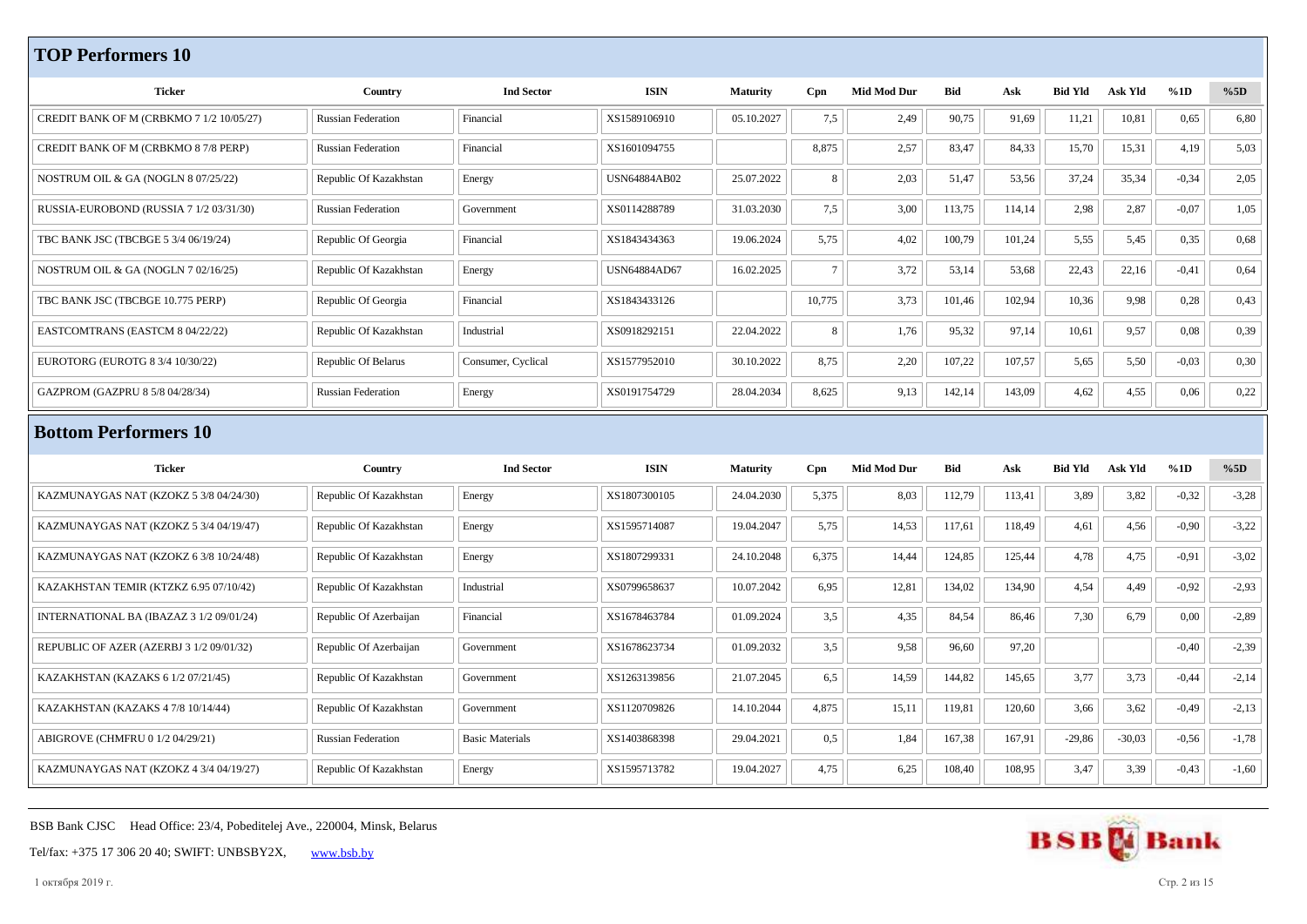## TOP Performers 10

| Ticker | Country | Ind Sector | ISIN | Maturity | Cpn | Mid Mod Dur | Bid | Ask | Bid Yld | Ask Yld | %1D | %5D |
|---|---|---|---|---|---|---|---|---|---|---|---|---|
| CREDIT BANK OF M (CRBKMO 7 1/2 10/05/27) | Russian Federation | Financial | XS1589106910 | 05.10.2027 | 7,5 | 2,49 | 90,75 | 91,69 | 11,21 | 10,81 | 0,65 | 6,80 |
| CREDIT BANK OF M (CRBKMO 8 7/8 PERP) | Russian Federation | Financial | XS1601094755 | | 8,875 | 2,57 | 83,47 | 84,33 | 15,70 | 15,31 | 4,19 | 5,03 |
| NOSTRUM OIL & GA (NOGLN 8 07/25/22) | Republic Of Kazakhstan | Energy | USN64884AB02 | 25.07.2022 | 8 | 2,03 | 51,47 | 53,56 | 37,24 | 35,34 | -0,34 | 2,05 |
| RUSSIA-EUROBOND (RUSSIA 7 1/2 03/31/30) | Russian Federation | Government | XS0114288789 | 31.03.2030 | 7,5 | 3,00 | 113,75 | 114,14 | 2,98 | 2,87 | -0,07 | 1,05 |
| TBC BANK JSC (TBCBGE 5 3/4 06/19/24) | Republic Of Georgia | Financial | XS1843434363 | 19.06.2024 | 5,75 | 4,02 | 100,79 | 101,24 | 5,55 | 5,45 | 0,35 | 0,68 |
| NOSTRUM OIL & GA (NOGLN 7 02/16/25) | Republic Of Kazakhstan | Energy | USN64884AD67 | 16.02.2025 | 7 | 3,72 | 53,14 | 53,68 | 22,43 | 22,16 | -0,41 | 0,64 |
| TBC BANK JSC (TBCBGE 10.775 PERP) | Republic Of Georgia | Financial | XS1843433126 | | 10,775 | 3,73 | 101,46 | 102,94 | 10,36 | 9,98 | 0,28 | 0,43 |
| EASTCOMTRANS (EASTCM 8 04/22/22) | Republic Of Kazakhstan | Industrial | XS0918292151 | 22.04.2022 | 8 | 1,76 | 95,32 | 97,14 | 10,61 | 9,57 | 0,08 | 0,39 |
| EUROTORG (EUROTG 8 3/4 10/30/22) | Republic Of Belarus | Consumer, Cyclical | XS1577952010 | 30.10.2022 | 8,75 | 2,20 | 107,22 | 107,57 | 5,65 | 5,50 | -0,03 | 0,30 |
| GAZPROM (GAZPRU 8 5/8 04/28/34) | Russian Federation | Energy | XS0191754729 | 28.04.2034 | 8,625 | 9,13 | 142,14 | 143,09 | 4,62 | 4,55 | 0,06 | 0,22 |

## Bottom Performers 10

| Ticker | Country | Ind Sector | ISIN | Maturity | Cpn | Mid Mod Dur | Bid | Ask | Bid Yld | Ask Yld | %1D | %5D |
|---|---|---|---|---|---|---|---|---|---|---|---|---|
| KAZMUNAYGAS NAT (KZOKZ 5 3/8 04/24/30) | Republic Of Kazakhstan | Energy | XS1807300105 | 24.04.2030 | 5,375 | 8,03 | 112,79 | 113,41 | 3,89 | 3,82 | -0,32 | -3,28 |
| KAZMUNAYGAS NAT (KZOKZ 5 3/4 04/19/47) | Republic Of Kazakhstan | Energy | XS1595714087 | 19.04.2047 | 5,75 | 14,53 | 117,61 | 118,49 | 4,61 | 4,56 | -0,90 | -3,22 |
| KAZMUNAYGAS NAT (KZOKZ 6 3/8 10/24/48) | Republic Of Kazakhstan | Energy | XS1807299331 | 24.10.2048 | 6,375 | 14,44 | 124,85 | 125,44 | 4,78 | 4,75 | -0,91 | -3,02 |
| KAZAKHSTAN TEMIR (KTZKZ 6.95 07/10/42) | Republic Of Kazakhstan | Industrial | XS0799658637 | 10.07.2042 | 6,95 | 12,81 | 134,02 | 134,90 | 4,54 | 4,49 | -0,92 | -2,93 |
| INTERNATIONAL BA (IBAZAZ 3 1/2 09/01/24) | Republic Of Azerbaijan | Financial | XS1678463784 | 01.09.2024 | 3,5 | 4,35 | 84,54 | 86,46 | 7,30 | 6,79 | 0,00 | -2,89 |
| REPUBLIC OF AZER (AZERBJ 3 1/2 09/01/32) | Republic Of Azerbaijan | Government | XS1678623734 | 01.09.2032 | 3,5 | 9,58 | 96,60 | 97,20 | | | -0,40 | -2,39 |
| KAZAKHSTAN (KAZAKS 6 1/2 07/21/45) | Republic Of Kazakhstan | Government | XS1263139856 | 21.07.2045 | 6,5 | 14,59 | 144,82 | 145,65 | 3,77 | 3,73 | -0,44 | -2,14 |
| KAZAKHSTAN (KAZAKS 4 7/8 10/14/44) | Republic Of Kazakhstan | Government | XS1120709826 | 14.10.2044 | 4,875 | 15,11 | 119,81 | 120,60 | 3,66 | 3,62 | -0,49 | -2,13 |
| ABIGROVE (CHMFRU 0 1/2 04/29/21) | Russian Federation | Basic Materials | XS1403868398 | 29.04.2021 | 0,5 | 1,84 | 167,38 | 167,91 | -29,86 | -30,03 | -0,56 | -1,78 |
| KAZMUNAYGAS NAT (KZOKZ 4 3/4 04/19/27) | Republic Of Kazakhstan | Energy | XS1595713782 | 19.04.2027 | 4,75 | 6,25 | 108,40 | 108,95 | 3,47 | 3,39 | -0,43 | -1,60 |

BSB Bank CJSC Head Office: 23/4, Pobeditelej Ave., 220004, Minsk, Belarus

Tel/fax: +375 17 306 20 40; SWIFT: UNBSBY2X, www.bsb.by

1 октября 2019 г.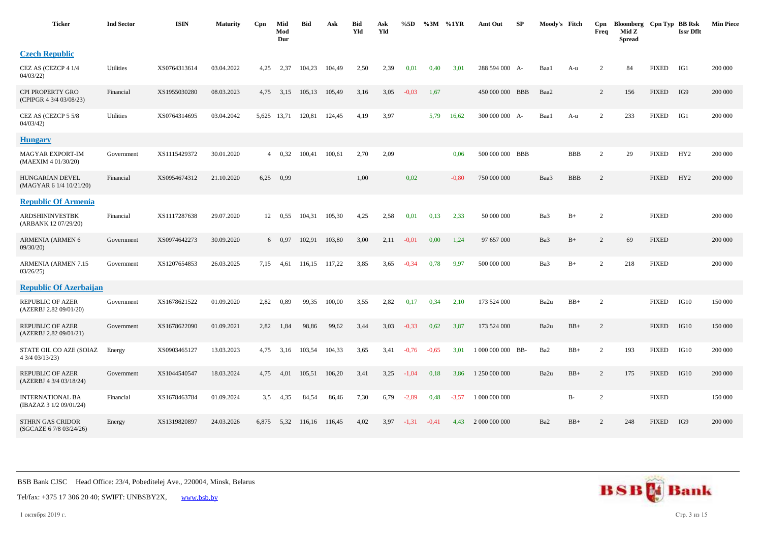| Ticker | Ind Sector | ISIN | Maturity | Cpn | Mid Mod Dur | Bid | Ask | Bid Yld | Ask Yld | %5D | %3M | %1YR | Amt Out | SP | Moody's | Fitch | Cpn Freq | Bloomberg Mid Z Spread | Cpn Typ | BB Rsk Issr Dflt | Min Piece |
|---|---|---|---|---|---|---|---|---|---|---|---|---|---|---|---|---|---|---|---|---|---|
| **Czech Republic** | | | | | | | | | | | | | | | | | | | | | |
| CEZ AS (CEZCP 4 1/4 04/03/22) | Utilities | XS0764313614 | 03.04.2022 | 4,25 | 2,37 | 104,23 | 104,49 | 2,50 | 2,39 | 0,01 | 0,40 | 3,01 | 288 594 000 | A- | Baa1 | A-u | 2 | 84 | FIXED | IG1 | 200 000 |
| CPI PROPERTY GRO (CPIPGR 4 3/4 03/08/23) | Financial | XS1955030280 | 08.03.2023 | 4,75 | 3,15 | 105,13 | 105,49 | 3,16 | 3,05 | -0,03 | 1,67 | | 450 000 000 | BBB | Baa2 | | 2 | 156 | FIXED | IG9 | 200 000 |
| CEZ AS (CEZCP 5 5/8 04/03/42) | Utilities | XS0764314695 | 03.04.2042 | 5,625 | 13,71 | 120,81 | 124,45 | 4,19 | 3,97 | | 5,79 | 16,62 | 300 000 000 | A- | Baa1 | A-u | 2 | 233 | FIXED | IG1 | 200 000 |
| **Hungary** | | | | | | | | | | | | | | | | | | | | | |
| MAGYAR EXPORT-IM (MAEXIM 4 01/30/20) | Government | XS1115429372 | 30.01.2020 | 4 | 0,32 | 100,41 | 100,61 | 2,70 | 2,09 | | | 0,06 | 500 000 000 | BBB | | BBB | 2 | 29 | FIXED | HY2 | 200 000 |
| HUNGARIAN DEVEL (MAGYAR 6 1/4 10/21/20) | Financial | XS0954674312 | 21.10.2020 | 6,25 | 0,99 | | | 1,00 | | 0,02 | | -0,80 | 750 000 000 | | Baa3 | BBB | 2 | | FIXED | HY2 | 200 000 |
| **Republic Of Armenia** | | | | | | | | | | | | | | | | | | | | | |
| ARDSHININVESTBK (ARBANK 12 07/29/20) | Financial | XS1117287638 | 29.07.2020 | 12 | 0,55 | 104,31 | 105,30 | 4,25 | 2,58 | 0,01 | 0,13 | 2,33 | 50 000 000 | | Ba3 | B+ | 2 | | FIXED | | 200 000 |
| ARMENIA (ARMEN 6 09/30/20) | Government | XS0974642273 | 30.09.2020 | 6 | 0,97 | 102,91 | 103,80 | 3,00 | 2,11 | -0,01 | 0,00 | 1,24 | 97 657 000 | | Ba3 | B+ | 2 | 69 | FIXED | | 200 000 |
| ARMENIA (ARMEN 7.15 03/26/25) | Government | XS1207654853 | 26.03.2025 | 7,15 | 4,61 | 116,15 | 117,22 | 3,85 | 3,65 | -0,34 | 0,78 | 9,97 | 500 000 000 | | Ba3 | B+ | 2 | 218 | FIXED | | 200 000 |
| **Republic Of Azerbaijan** | | | | | | | | | | | | | | | | | | | | | |
| REPUBLIC OF AZER (AZERBJ 2.82 09/01/20) | Government | XS1678621522 | 01.09.2020 | 2,82 | 0,89 | 99,35 | 100,00 | 3,55 | 2,82 | 0,17 | 0,34 | 2,10 | 173 524 000 | | Ba2u | BB+ | 2 | | FIXED | IG10 | 150 000 |
| REPUBLIC OF AZER (AZERBJ 2.82 09/01/21) | Government | XS1678622090 | 01.09.2021 | 2,82 | 1,84 | 98,86 | 99,62 | 3,44 | 3,03 | -0,33 | 0,62 | 3,87 | 173 524 000 | | Ba2u | BB+ | 2 | | FIXED | IG10 | 150 000 |
| STATE OIL CO AZE (SOIAZ 4 3/4 03/13/23) | Energy | XS0903465127 | 13.03.2023 | 4,75 | 3,16 | 103,54 | 104,33 | 3,65 | 3,41 | -0,76 | -0,65 | 3,01 | 1 000 000 000 | BB- | Ba2 | BB+ | 2 | 193 | FIXED | IG10 | 200 000 |
| REPUBLIC OF AZER (AZERBJ 4 3/4 03/18/24) | Government | XS1044540547 | 18.03.2024 | 4,75 | 4,01 | 105,51 | 106,20 | 3,41 | 3,25 | -1,04 | 0,18 | 3,86 | 1 250 000 000 | | Ba2u | BB+ | 2 | 175 | FIXED | IG10 | 200 000 |
| INTERNATIONAL BA (IBAZAZ 3 1/2 09/01/24) | Financial | XS1678463784 | 01.09.2024 | 3,5 | 4,35 | 84,54 | 86,46 | 7,30 | 6,79 | -2,89 | 0,48 | -3,57 | 1 000 000 000 | | | B- | 2 | | FIXED | | 150 000 |
| STHRN GAS CRIDOR (SGCAZE 6 7/8 03/24/26) | Energy | XS1319820897 | 24.03.2026 | 6,875 | 5,32 | 116,16 | 116,45 | 4,02 | 3,97 | -1,31 | -0,41 | 4,43 | 2 000 000 000 | | Ba2 | BB+ | 2 | 248 | FIXED | IG9 | 200 000 |

BSB Bank CJSC Head Office: 23/4, Pobeditelej Ave., 220004, Minsk, Belarus

Tel/fax: +375 17 306 20 40; SWIFT: UNBSBY2X, www.bsb.by

1 октября 2019 г.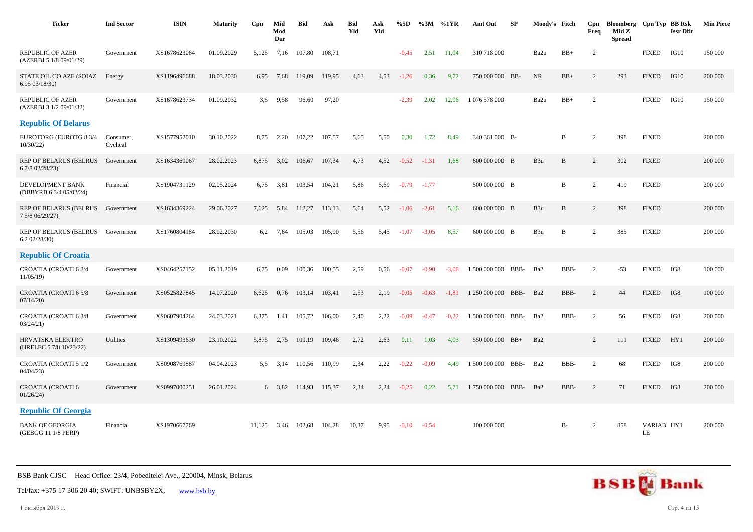| Ticker | Ind Sector | ISIN | Maturity | Cpn | Mid Mod Dur | Bid | Ask | Bid Yld | Ask Yld | %5D | %3M | %1YR | Amt Out | SP | Moody's | Fitch | Cpn Freq | Bloomberg Mid Z Spread | Cpn Typ | BB Rsk Issr Dflt | Min Piece |
|---|---|---|---|---|---|---|---|---|---|---|---|---|---|---|---|---|---|---|---|---|---|
| REPUBLIC OF AZER (AZERBJ 5 1/8 09/01/29) | Government | XS1678623064 | 01.09.2029 | 5,125 | 7,16 | 107,80 | 108,71 | | | -0,45 | 2,51 | 11,04 | 310 718 000 | | Ba2u | BB+ | 2 | | FIXED | IG10 | 150 000 |
| STATE OIL CO AZE (SOIAZ 6.95 03/18/30) | Energy | XS1196496688 | 18.03.2030 | 6,95 | 7,68 | 119,09 | 119,95 | 4,63 | 4,53 | -1,26 | 0,36 | 9,72 | 750 000 000 | BB- | NR | BB+ | 2 | 293 | FIXED | IG10 | 200 000 |
| REPUBLIC OF AZER (AZERBJ 3 1/2 09/01/32) | Government | XS1678623734 | 01.09.2032 | 3,5 | 9,58 | 96,60 | 97,20 | | | -2,39 | 2,02 | 12,06 | 1 076 578 000 | | Ba2u | BB+ | 2 | | FIXED | IG10 | 150 000 |
| **Republic Of Belarus** | | | | | | | | | | | | | | | | | | | | | |
| EUROTORG (EUROTG 8 3/4 10/30/22) | Consumer, Cyclical | XS1577952010 | 30.10.2022 | 8,75 | 2,20 | 107,22 | 107,57 | 5,65 | 5,50 | 0,30 | 1,72 | 8,49 | 340 361 000 | B- | | B | 2 | 398 | FIXED | | 200 000 |
| REP OF BELARUS (BELRUS 6 7/8 02/28/23) | Government | XS1634369067 | 28.02.2023 | 6,875 | 3,02 | 106,67 | 107,34 | 4,73 | 4,52 | -0,52 | -1,31 | 1,68 | 800 000 000 | B | B3u | B | 2 | 302 | FIXED | | 200 000 |
| DEVELOPMENT BANK (DBBYRB 6 3/4 05/02/24) | Financial | XS1904731129 | 02.05.2024 | 6,75 | 3,81 | 103,54 | 104,21 | 5,86 | 5,69 | -0,79 | -1,77 | | 500 000 000 | B | | B | 2 | 419 | FIXED | | 200 000 |
| REP OF BELARUS (BELRUS 7 5/8 06/29/27) | Government | XS1634369224 | 29.06.2027 | 7,625 | 5,84 | 112,27 | 113,13 | 5,64 | 5,52 | -1,06 | -2,61 | 5,16 | 600 000 000 | B | B3u | B | 2 | 398 | FIXED | | 200 000 |
| REP OF BELARUS (BELRUS 6.2 02/28/30) | Government | XS1760804184 | 28.02.2030 | 6,2 | 7,64 | 105,03 | 105,90 | 5,56 | 5,45 | -1,07 | -3,05 | 8,57 | 600 000 000 | B | B3u | B | 2 | 385 | FIXED | | 200 000 |
| **Republic Of Croatia** | | | | | | | | | | | | | | | | | | | | | |
| CROATIA (CROATI 6 3/4 11/05/19) | Government | XS0464257152 | 05.11.2019 | 6,75 | 0,09 | 100,36 | 100,55 | 2,59 | 0,56 | -0,07 | -0,90 | -3,08 | 1 500 000 000 | BBB- | Ba2 | BBB- | 2 | -53 | FIXED | IG8 | 100 000 |
| CROATIA (CROATI 6 5/8 07/14/20) | Government | XS0525827845 | 14.07.2020 | 6,625 | 0,76 | 103,14 | 103,41 | 2,53 | 2,19 | -0,05 | -0,63 | -1,81 | 1 250 000 000 | BBB- | Ba2 | BBB- | 2 | 44 | FIXED | IG8 | 100 000 |
| CROATIA (CROATI 6 3/8 03/24/21) | Government | XS0607904264 | 24.03.2021 | 6,375 | 1,41 | 105,72 | 106,00 | 2,40 | 2,22 | -0,09 | -0,47 | -0,22 | 1 500 000 000 | BBB- | Ba2 | BBB- | 2 | 56 | FIXED | IG8 | 200 000 |
| HRVATSKA ELEKTRO (HRELEC 5 7/8 10/23/22) | Utilities | XS1309493630 | 23.10.2022 | 5,875 | 2,75 | 109,19 | 109,46 | 2,72 | 2,63 | 0,11 | 1,03 | 4,03 | 550 000 000 | BB+ | Ba2 | | 2 | 111 | FIXED | HY1 | 200 000 |
| CROATIA (CROATI 5 1/2 04/04/23) | Government | XS0908769887 | 04.04.2023 | 5,5 | 3,14 | 110,56 | 110,99 | 2,34 | 2,22 | -0,22 | -0,09 | 4,49 | 1 500 000 000 | BBB- | Ba2 | BBB- | 2 | 68 | FIXED | IG8 | 200 000 |
| CROATIA (CROATI 6 01/26/24) | Government | XS0997000251 | 26.01.2024 | 6 | 3,82 | 114,93 | 115,37 | 2,34 | 2,24 | -0,25 | 0,22 | 5,71 | 1 750 000 000 | BBB- | Ba2 | BBB- | 2 | 71 | FIXED | IG8 | 200 000 |
| **Republic Of Georgia** | | | | | | | | | | | | | | | | | | | | | |
| BANK OF GEORGIA (GEBGG 11 1/8 PERP) | Financial | XS1970667769 | | 11,125 | 3,46 | 102,68 | 104,28 | 10,37 | 9,95 | -0,10 | -0,54 | | 100 000 000 | | | B- | 2 | 858 | VARIABLE | HY1 | 200 000 |

BSB Bank CJSC Head Office: 23/4, Pobeditelej Ave., 220004, Minsk, Belarus

Tel/fax: +375 17 306 20 40; SWIFT: UNBSBY2X, www.bsb.by

1 октября 2019 г.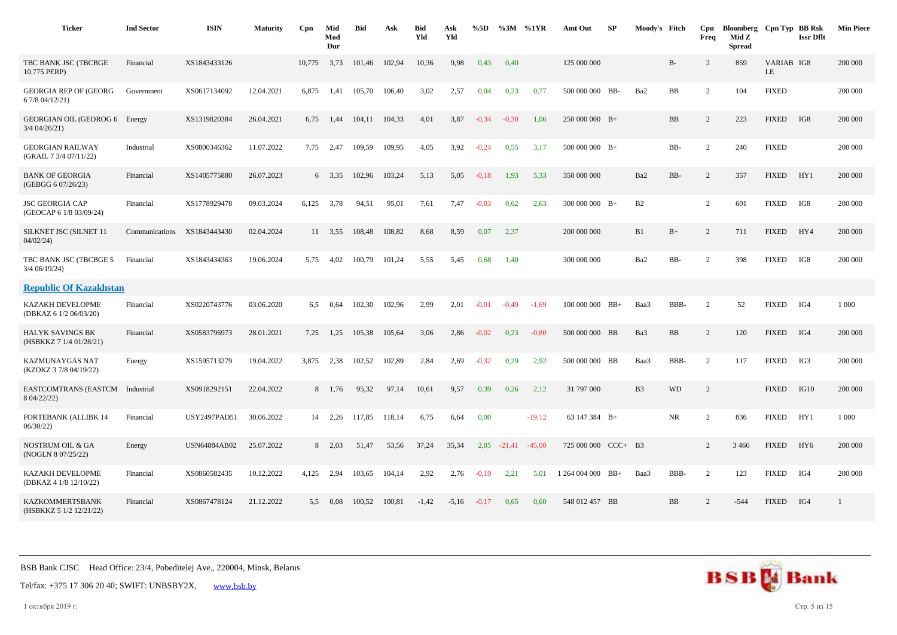| Ticker | Ind Sector | ISIN | Maturity | Cpn | Mid Mod Dur | Bid | Ask | Bid Yld | Ask Yld | %5D | %3M | %1YR | Amt Out | SP | Moody's | Fitch | Cpn Freq | Bloomberg Mid Z Spread | Cpn Typ | BB Rsk Issr Dflt | Min Piece |
|---|---|---|---|---|---|---|---|---|---|---|---|---|---|---|---|---|---|---|---|---|---|
| TBC BANK JSC (TBCBGE 10.775 PERP) | Financial | XS1843433126 | | 10,775 | 3,73 | 101,46 | 102,94 | 10,36 | 9,98 | 0,43 | 0,40 | | 125 000 000 | | | B- | 2 | 859 | VARIABLE | IG8 | 200 000 |
| GEORGIA REP OF (GEORG 6 7/8 04/12/21) | Government | XS0617134092 | 12.04.2021 | 6,875 | 1,41 | 105,70 | 106,40 | 3,02 | 2,57 | 0,04 | 0,23 | 0,77 | 500 000 000 | BB- | Ba2 | BB | 2 | 104 | FIXED | | 200 000 |
| GEORGIAN OIL (GEOROG 6 3/4 04/26/21) | Energy | XS1319820384 | 26.04.2021 | 6,75 | 1,44 | 104,11 | 104,33 | 4,01 | 3,87 | -0,34 | -0,30 | 1,06 | 250 000 000 | B+ | | BB | 2 | 223 | FIXED | IG8 | 200 000 |
| GEORGIAN RAILWAY (GRAIL 7 3/4 07/11/22) | Industrial | XS0800346362 | 11.07.2022 | 7,75 | 2,47 | 109,59 | 109,95 | 4,05 | 3,92 | -0,24 | 0,55 | 3,17 | 500 000 000 | B+ | | BB- | 2 | 240 | FIXED | | 200 000 |
| BANK OF GEORGIA (GEBGG 6 07/26/23) | Financial | XS1405775880 | 26.07.2023 | 6 | 3,35 | 102,96 | 103,24 | 5,13 | 5,05 | -0,18 | 1,93 | 5,33 | 350 000 000 | | Ba2 | BB- | 2 | 357 | FIXED | HY1 | 200 000 |
| JSC GEORGIA CAP (GEOCAP 6 1/8 03/09/24) | Financial | XS1778929478 | 09.03.2024 | 6,125 | 3,78 | 94,51 | 95,01 | 7,61 | 7,47 | -0,03 | 0,62 | 2,63 | 300 000 000 | B+ | B2 | | 2 | 601 | FIXED | IG8 | 200 000 |
| SILKNET JSC (SILNET 11 04/02/24) | Communications | XS1843443430 | 02.04.2024 | 11 | 3,55 | 108,48 | 108,82 | 8,68 | 8,59 | 0,07 | 2,37 | | 200 000 000 | | B1 | B+ | 2 | 711 | FIXED | HY4 | 200 000 |
| TBC BANK JSC (TBCBGE 5 3/4 06/19/24) | Financial | XS1843434363 | 19.06.2024 | 5,75 | 4,02 | 100,79 | 101,24 | 5,55 | 5,45 | 0,68 | 1,40 | | 300 000 000 | | Ba2 | BB- | 2 | 398 | FIXED | IG8 | 200 000 |
| **Republic Of Kazakhstan** | | | | | | | | | | | | | | | | | | | | | |
| KAZAKH DEVELOPME (DBKAZ 6 1/2 06/03/20) | Financial | XS0220743776 | 03.06.2020 | 6,5 | 0,64 | 102,30 | 102,96 | 2,99 | 2,01 | -0,01 | -0,49 | -1,69 | 100 000 000 | BB+ | Baa3 | BBB- | 2 | 52 | FIXED | IG4 | 1 000 |
| HALYK SAVINGS BK (HSBKKZ 7 1/4 01/28/21) | Financial | XS0583796973 | 28.01.2021 | 7,25 | 1,25 | 105,38 | 105,64 | 3,06 | 2,86 | -0,02 | 0,23 | -0,80 | 500 000 000 | BB | Ba3 | BB | 2 | 120 | FIXED | IG4 | 200 000 |
| KAZMUNAYGAS NAT (KZOKZ 3 7/8 04/19/22) | Energy | XS1595713279 | 19.04.2022 | 3,875 | 2,38 | 102,52 | 102,89 | 2,84 | 2,69 | -0,32 | 0,29 | 2,92 | 500 000 000 | BB | Baa3 | BBB- | 2 | 117 | FIXED | IG3 | 200 000 |
| EASTCOMTRANS (EASTCM 8 04/22/22) | Industrial | XS0918292151 | 22.04.2022 | 8 | 1,76 | 95,32 | 97,14 | 10,61 | 9,57 | 0,39 | 0,26 | 2,12 | 31 797 000 | | B3 | WD | 2 | | FIXED | IG10 | 200 000 |
| FORTEBANK (ALLIBK 14 06/30/22) | Financial | USY2497PAD51 | 30.06.2022 | 14 | 2,26 | 117,85 | 118,14 | 6,75 | 6,64 | 0,00 | | -19,12 | 63 147 384 | B+ | | NR | 2 | 836 | FIXED | HY1 | 1 000 |
| NOSTRUM OIL & GA (NOGLN 8 07/25/22) | Energy | USN64884AB02 | 25.07.2022 | 8 | 2,03 | 51,47 | 53,56 | 37,24 | 35,34 | 2,05 | -21,41 | -45,00 | 725 000 000 | CCC+ | B3 | | 2 | 3 466 | FIXED | HY6 | 200 000 |
| KAZAKH DEVELOPME (DBKAZ 4 1/8 12/10/22) | Financial | XS0860582435 | 10.12.2022 | 4,125 | 2,94 | 103,65 | 104,14 | 2,92 | 2,76 | -0,19 | 2,21 | 5,01 | 1 264 004 000 | BB+ | Baa3 | BBB- | 2 | 123 | FIXED | IG4 | 200 000 |
| KAZKOMMERTSBANK (HSBKKZ 5 1/2 12/21/22) | Financial | XS0867478124 | 21.12.2022 | 5,5 | 0,08 | 100,52 | 100,81 | -1,42 | -5,16 | -0,17 | 0,65 | 0,60 | 548 012 457 | BB | | BB | 2 | -544 | FIXED | IG4 | 1 |

BSB Bank CJSC Head Office: 23/4, Pobeditelej Ave., 220004, Minsk, Belarus

Tel/fax: +375 17 306 20 40; SWIFT: UNBSBY2X, www.bsb.by

1 октября 2019 г.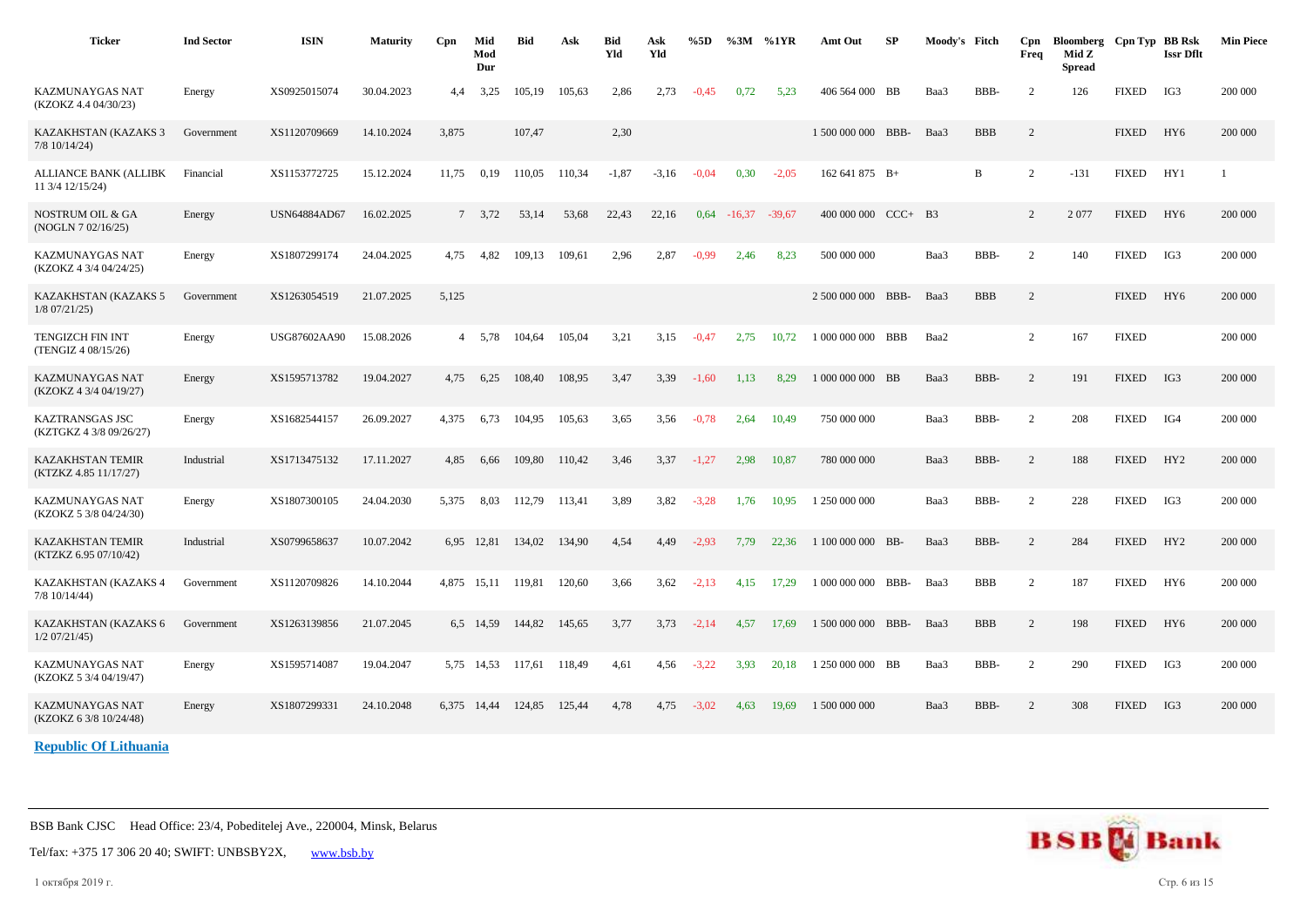| Ticker | Ind Sector | ISIN | Maturity | Cpn | Mid Mod Dur | Bid | Ask | Bid Yld | Ask Yld | %5D | %3M | %1YR | Amt Out | SP | Moody's | Fitch | Cpn Freq | Bloomberg Mid Z Spread | Cpn Typ | BB Rsk Issr Dflt | Min Piece |
|---|---|---|---|---|---|---|---|---|---|---|---|---|---|---|---|---|---|---|---|---|---|
| KAZMUNAYGAS NAT (KZOKZ 4.4 04/30/23) | Energy | XS0925015074 | 30.04.2023 | 4,4 | 3,25 | 105,19 | 105,63 | 2,86 | 2,73 | -0,45 | 0,72 | 5,23 | 406 564 000 | BB | Baa3 | BBB- | 2 | 126 | FIXED | IG3 | 200 000 |
| KAZAKHSTAN (KAZAKS 3 7/8 10/14/24) | Government | XS1120709669 | 14.10.2024 | 3,875 | | 107,47 | | 2,30 | | | | | 1 500 000 000 | BBB- | Baa3 | BBB | 2 | | FIXED | HY6 | 200 000 |
| ALLIANCE BANK (ALLIBK 11 3/4 12/15/24) | Financial | XS1153772725 | 15.12.2024 | 11,75 | 0,19 | 110,05 | 110,34 | -1,87 | -3,16 | -0,04 | 0,30 | -2,05 | 162 641 875 | B+ | | B | 2 | -131 | FIXED | HY1 | 1 |
| NOSTRUM OIL & GA (NOGLN 7 02/16/25) | Energy | USN64884AD67 | 16.02.2025 | 7 | 3,72 | 53,14 | 53,68 | 22,43 | 22,16 | 0,64 | -16,37 | -39,67 | 400 000 000 | CCC+ | B3 | | 2 | 2 077 | FIXED | HY6 | 200 000 |
| KAZMUNAYGAS NAT (KZOKZ 4 3/4 04/24/25) | Energy | XS1807299174 | 24.04.2025 | 4,75 | 4,82 | 109,13 | 109,61 | 2,96 | 2,87 | -0,99 | 2,46 | 8,23 | 500 000 000 | | Baa3 | BBB- | 2 | 140 | FIXED | IG3 | 200 000 |
| KAZAKHSTAN (KAZAKS 5 1/8 07/21/25) | Government | XS1263054519 | 21.07.2025 | 5,125 | | | | | | | | | 2 500 000 000 | BBB- | Baa3 | BBB | 2 | | FIXED | HY6 | 200 000 |
| TENGIZCH FIN INT (TENGIZ 4 08/15/26) | Energy | USG87602AA90 | 15.08.2026 | 4 | 5,78 | 104,64 | 105,04 | 3,21 | 3,15 | -0,47 | 2,75 | 10,72 | 1 000 000 000 | BBB | Baa2 | | 2 | 167 | FIXED | | 200 000 |
| KAZMUNAYGAS NAT (KZOKZ 4 3/4 04/19/27) | Energy | XS1595713782 | 19.04.2027 | 4,75 | 6,25 | 108,40 | 108,95 | 3,47 | 3,39 | -1,60 | 1,13 | 8,29 | 1 000 000 000 | BB | Baa3 | BBB- | 2 | 191 | FIXED | IG3 | 200 000 |
| KAZTRANSGAS JSC (KZTGKZ 4 3/8 09/26/27) | Energy | XS1682544157 | 26.09.2027 | 4,375 | 6,73 | 104,95 | 105,63 | 3,65 | 3,56 | -0,78 | 2,64 | 10,49 | 750 000 000 | | Baa3 | BBB- | 2 | 208 | FIXED | IG4 | 200 000 |
| KAZAKHSTAN TEMIR (KTZKZ 4.85 11/17/27) | Industrial | XS1713475132 | 17.11.2027 | 4,85 | 6,66 | 109,80 | 110,42 | 3,46 | 3,37 | -1,27 | 2,98 | 10,87 | 780 000 000 | | Baa3 | BBB- | 2 | 188 | FIXED | HY2 | 200 000 |
| KAZMUNAYGAS NAT (KZOKZ 5 3/8 04/24/30) | Energy | XS1807300105 | 24.04.2030 | 5,375 | 8,03 | 112,79 | 113,41 | 3,89 | 3,82 | -3,28 | 1,76 | 10,95 | 1 250 000 000 | | Baa3 | BBB- | 2 | 228 | FIXED | IG3 | 200 000 |
| KAZAKHSTAN TEMIR (KTZKZ 6.95 07/10/42) | Industrial | XS0799658637 | 10.07.2042 | 6,95 | 12,81 | 134,02 | 134,90 | 4,54 | 4,49 | -2,93 | 7,79 | 22,36 | 1 100 000 000 | BB- | Baa3 | BBB- | 2 | 284 | FIXED | HY2 | 200 000 |
| KAZAKHSTAN (KAZAKS 4 7/8 10/14/44) | Government | XS1120709826 | 14.10.2044 | 4,875 | 15,11 | 119,81 | 120,60 | 3,66 | 3,62 | -2,13 | 4,15 | 17,29 | 1 000 000 000 | BBB- | Baa3 | BBB | 2 | 187 | FIXED | HY6 | 200 000 |
| KAZAKHSTAN (KAZAKS 6 1/2 07/21/45) | Government | XS1263139856 | 21.07.2045 | 6,5 | 14,59 | 144,82 | 145,65 | 3,77 | 3,73 | -2,14 | 4,57 | 17,69 | 1 500 000 000 | BBB- | Baa3 | BBB | 2 | 198 | FIXED | HY6 | 200 000 |
| KAZMUNAYGAS NAT (KZOKZ 5 3/4 04/19/47) | Energy | XS1595714087 | 19.04.2047 | 5,75 | 14,53 | 117,61 | 118,49 | 4,61 | 4,56 | -3,22 | 3,93 | 20,18 | 1 250 000 000 | BB | Baa3 | BBB- | 2 | 290 | FIXED | IG3 | 200 000 |
| KAZMUNAYGAS NAT (KZOKZ 6 3/8 10/24/48) | Energy | XS1807299331 | 24.10.2048 | 6,375 | 14,44 | 124,85 | 125,44 | 4,78 | 4,75 | -3,02 | 4,63 | 19,69 | 1 500 000 000 | | Baa3 | BBB- | 2 | 308 | FIXED | IG3 | 200 000 |

**Republic Of Lithuania**

BSB Bank CJSC Head Office: 23/4, Pobeditelej Ave., 220004, Minsk, Belarus

Tel/fax: +375 17 306 20 40; SWIFT: UNBSBY2X, www.bsb.by

1 октября 2019 г.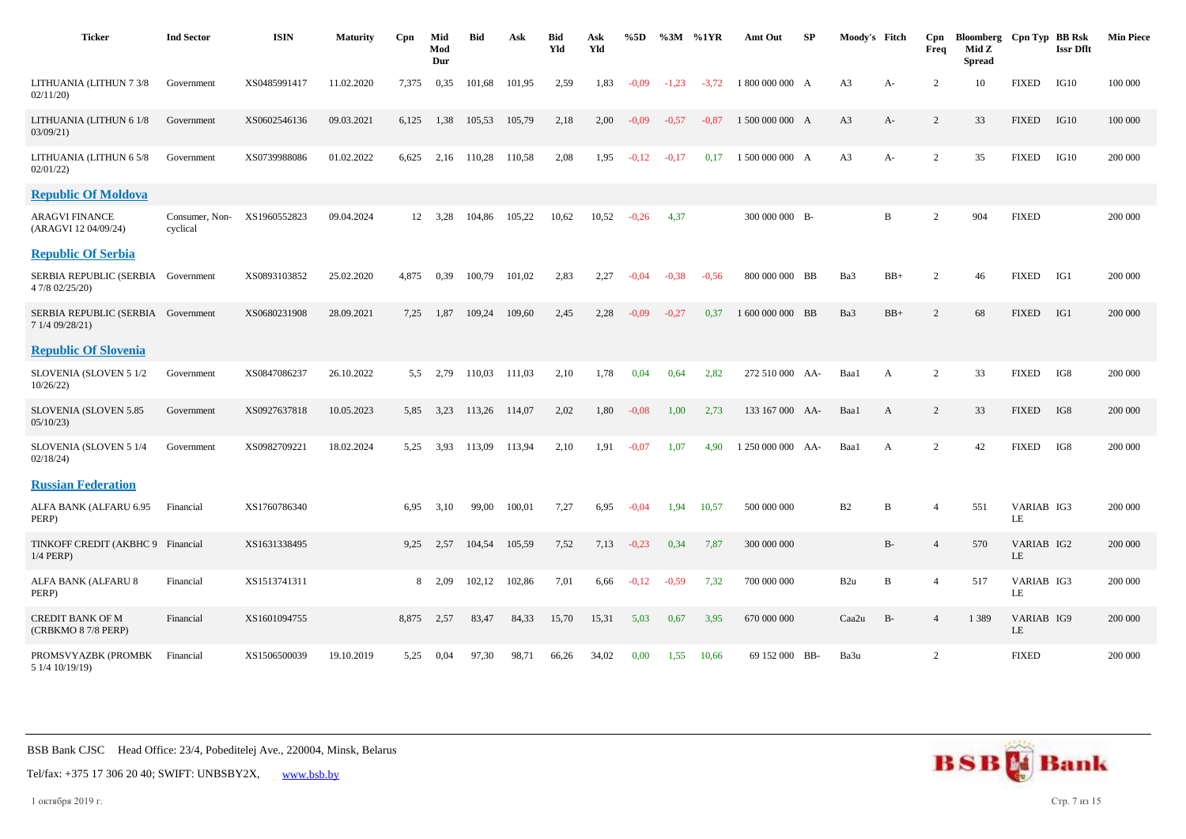| Ticker | Ind Sector | ISIN | Maturity | Cpn | Mid Mod Dur | Bid | Ask | Bid Yld | Ask Yld | %5D | %3M | %1YR | Amt Out | SP | Moody's | Fitch | Cpn Freq | Bloomberg Mid Z Spread | Cpn Typ | BB Rsk Issr Dflt | Min Piece |
|---|---|---|---|---|---|---|---|---|---|---|---|---|---|---|---|---|---|---|---|---|---|
| LITHUANIA (LITHUN 7 3/8 02/11/20) | Government | XS0485991417 | 11.02.2020 | 7,375 | 0,35 | 101,68 | 101,95 | 2,59 | 1,83 | -0,09 | -1,23 | -3,72 | 1 800 000 000 | A | A3 | A- | 2 | 10 | FIXED | IG10 | 100 000 |
| LITHUANIA (LITHUN 6 1/8 03/09/21) | Government | XS0602546136 | 09.03.2021 | 6,125 | 1,38 | 105,53 | 105,79 | 2,18 | 2,00 | -0,09 | -0,57 | -0,87 | 1 500 000 000 | A | A3 | A- | 2 | 33 | FIXED | IG10 | 100 000 |
| LITHUANIA (LITHUN 6 5/8 02/01/22) | Government | XS0739988086 | 01.02.2022 | 6,625 | 2,16 | 110,28 | 110,58 | 2,08 | 1,95 | -0,12 | -0,17 | 0,17 | 1 500 000 000 | A | A3 | A- | 2 | 35 | FIXED | IG10 | 200 000 |
| **Republic Of Moldova** | | | | | | | | | | | | | | | | | | | | | |
| ARAGVI FINANCE (ARAGVI 12 04/09/24) | Consumer, Non-cyclical | XS1960552823 | 09.04.2024 | 12 | 3,28 | 104,86 | 105,22 | 10,62 | 10,52 | -0,26 | 4,37 | | 300 000 000 | B- | | B | 2 | 904 | FIXED | | 200 000 |
| **Republic Of Serbia** | | | | | | | | | | | | | | | | | | | | | |
| SERBIA REPUBLIC (SERBIA 4 7/8 02/25/20) | Government | XS0893103852 | 25.02.2020 | 4,875 | 0,39 | 100,79 | 101,02 | 2,83 | 2,27 | -0,04 | -0,38 | -0,56 | 800 000 000 | BB | Ba3 | BB+ | 2 | 46 | FIXED | IG1 | 200 000 |
| SERBIA REPUBLIC (SERBIA 7 1/4 09/28/21) | Government | XS0680231908 | 28.09.2021 | 7,25 | 1,87 | 109,24 | 109,60 | 2,45 | 2,28 | -0,09 | -0,27 | 0,37 | 1 600 000 000 | BB | Ba3 | BB+ | 2 | 68 | FIXED | IG1 | 200 000 |
| **Republic Of Slovenia** | | | | | | | | | | | | | | | | | | | | | |
| SLOVENIA (SLOVEN 5 1/2 10/26/22) | Government | XS0847086237 | 26.10.2022 | 5,5 | 2,79 | 110,03 | 111,03 | 2,10 | 1,78 | 0,04 | 0,64 | 2,82 | 272 510 000 | AA- | Baa1 | A | 2 | 33 | FIXED | IG8 | 200 000 |
| SLOVENIA (SLOVEN 5.85 05/10/23) | Government | XS0927637818 | 10.05.2023 | 5,85 | 3,23 | 113,26 | 114,07 | 2,02 | 1,80 | -0,08 | 1,00 | 2,73 | 133 167 000 | AA- | Baa1 | A | 2 | 33 | FIXED | IG8 | 200 000 |
| SLOVENIA (SLOVEN 5 1/4 02/18/24) | Government | XS0982709221 | 18.02.2024 | 5,25 | 3,93 | 113,09 | 113,94 | 2,10 | 1,91 | -0,07 | 1,07 | 4,90 | 1 250 000 000 | AA- | Baa1 | A | 2 | 42 | FIXED | IG8 | 200 000 |
| **Russian Federation** | | | | | | | | | | | | | | | | | | | | | |
| ALFA BANK (ALFARU 6.95 PERP) | Financial | XS1760786340 | | 6,95 | 3,10 | 99,00 | 100,01 | 7,27 | 6,95 | -0,04 | 1,94 | 10,57 | 500 000 000 | | B2 | B | 4 | 551 | VARIABLE | IG3 | 200 000 |
| TINKOFF CREDIT (AKBHC 9 1/4 PERP) | Financial | XS1631338495 | | 9,25 | 2,57 | 104,54 | 105,59 | 7,52 | 7,13 | -0,23 | 0,34 | 7,87 | 300 000 000 | | | B- | 4 | 570 | VARIABLE | IG2 | 200 000 |
| ALFA BANK (ALFARU 8 PERP) | Financial | XS1513741311 | | 8 | 2,09 | 102,12 | 102,86 | 7,01 | 6,66 | -0,12 | -0,59 | 7,32 | 700 000 000 | | B2u | B | 4 | 517 | VARIABLE | IG3 | 200 000 |
| CREDIT BANK OF M (CRBKMO 8 7/8 PERP) | Financial | XS1601094755 | | 8,875 | 2,57 | 83,47 | 84,33 | 15,70 | 15,31 | 5,03 | 0,67 | 3,95 | 670 000 000 | | Caa2u | B- | 4 | 1 389 | VARIABLE | IG9 | 200 000 |
| PROMSVYAZBK (PROMBK 5 1/4 10/19/19) | Financial | XS1506500039 | 19.10.2019 | 5,25 | 0,04 | 97,30 | 98,71 | 66,26 | 34,02 | 0,00 | 1,55 | 10,66 | 69 152 000 | BB- | Ba3u | | 2 | | FIXED | | 200 000 |

BSB Bank CJSC Head Office: 23/4, Pobeditelej Ave., 220004, Minsk, Belarus

Tel/fax: +375 17 306 20 40; SWIFT: UNBSBY2X, www.bsb.by

1 октября 2019 г.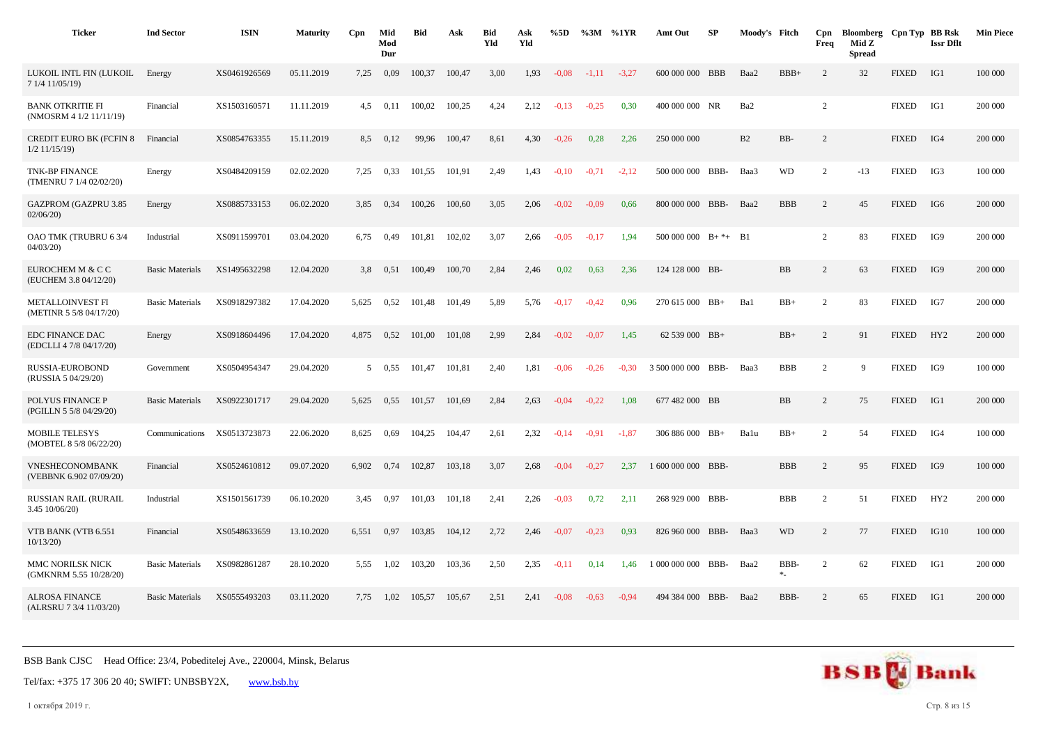| Ticker | Ind Sector | ISIN | Maturity | Cpn | Mid Mod Dur | Bid | Ask | Bid Yld | Ask Yld | %5D | %3M | %1YR | Amt Out | SP | Moody's | Fitch | Cpn Freq | Bloomberg Mid Z Spread | Cpn Typ | BB Rsk Issr Dflt | Min Piece |
|---|---|---|---|---|---|---|---|---|---|---|---|---|---|---|---|---|---|---|---|---|---|
| LUKOIL INTL FIN (LUKOIL 7 1/4 11/05/19) | Energy | XS0461926569 | 05.11.2019 | 7,25 | 0,09 | 100,37 | 100,47 | 3,00 | 1,93 | -0,08 | -1,11 | -3,27 | 600 000 000 | BBB | Baa2 | BBB+ | 2 | 32 | FIXED | IG1 | 100 000 |
| BANK OTKRITIE FI (NMOSRM 4 1/2 11/11/19) | Financial | XS1503160571 | 11.11.2019 | 4,5 | 0,11 | 100,02 | 100,25 | 4,24 | 2,12 | -0,13 | -0,25 | 0,30 | 400 000 000 | NR | Ba2 | | 2 | | FIXED | IG1 | 200 000 |
| CREDIT EURO BK (FCFIN 8 1/2 11/15/19) | Financial | XS0854763355 | 15.11.2019 | 8,5 | 0,12 | 99,96 | 100,47 | 8,61 | 4,30 | -0,26 | 0,28 | 2,26 | 250 000 000 | | B2 | BB- | 2 | | FIXED | IG4 | 200 000 |
| TNK-BP FINANCE (TMENRU 7 1/4 02/02/20) | Energy | XS0484209159 | 02.02.2020 | 7,25 | 0,33 | 101,55 | 101,91 | 2,49 | 1,43 | -0,10 | -0,71 | -2,12 | 500 000 000 | BBB- | Baa3 | WD | 2 | -13 | FIXED | IG3 | 100 000 |
| GAZPROM (GAZPRU 3.85 02/06/20) | Energy | XS0885733153 | 06.02.2020 | 3,85 | 0,34 | 100,26 | 100,60 | 3,05 | 2,06 | -0,02 | -0,09 | 0,66 | 800 000 000 | BBB- | Baa2 | BBB | 2 | 45 | FIXED | IG6 | 200 000 |
| OAO TMK (TRUBRU 6 3/4 04/03/20) | Industrial | XS0911599701 | 03.04.2020 | 6,75 | 0,49 | 101,81 | 102,02 | 3,07 | 2,66 | -0,05 | -0,17 | 1,94 | 500 000 000 | B+ *+ | B1 | | 2 | 83 | FIXED | IG9 | 200 000 |
| EUROCHEM M & C C (EUCHEM 3.8 04/12/20) | Basic Materials | XS1495632298 | 12.04.2020 | 3,8 | 0,51 | 100,49 | 100,70 | 2,84 | 2,46 | 0,02 | 0,63 | 2,36 | 124 128 000 | BB- | | BB | 2 | 63 | FIXED | IG9 | 200 000 |
| METALLOINVEST FI (METINR 5 5/8 04/17/20) | Basic Materials | XS0918297382 | 17.04.2020 | 5,625 | 0,52 | 101,48 | 101,49 | 5,89 | 5,76 | -0,17 | -0,42 | 0,96 | 270 615 000 | BB+ | Ba1 | BB+ | 2 | 83 | FIXED | IG7 | 200 000 |
| EDC FINANCE DAC (EDCLLI 4 7/8 04/17/20) | Energy | XS0918604496 | 17.04.2020 | 4,875 | 0,52 | 101,00 | 101,08 | 2,99 | 2,84 | -0,02 | -0,07 | 1,45 | 62 539 000 | BB+ | | BB+ | 2 | 91 | FIXED | HY2 | 200 000 |
| RUSSIA-EUROBOND (RUSSIA 5 04/29/20) | Government | XS0504954347 | 29.04.2020 | 5 | 0,55 | 101,47 | 101,81 | 2,40 | 1,81 | -0,06 | -0,26 | -0,30 | 3 500 000 000 | BBB- | Baa3 | BBB | 2 | 9 | FIXED | IG9 | 100 000 |
| POLYUS FINANCE P (PGILLN 5 5/8 04/29/20) | Basic Materials | XS0922301717 | 29.04.2020 | 5,625 | 0,55 | 101,57 | 101,69 | 2,84 | 2,63 | -0,04 | -0,22 | 1,08 | 677 482 000 | BB | | BB | 2 | 75 | FIXED | IG1 | 200 000 |
| MOBILE TELESYS (MOBTEL 8 5/8 06/22/20) | Communications | XS0513723873 | 22.06.2020 | 8,625 | 0,69 | 104,25 | 104,47 | 2,61 | 2,32 | -0,14 | -0,91 | -1,87 | 306 886 000 | BB+ | Ba1u | BB+ | 2 | 54 | FIXED | IG4 | 100 000 |
| VNESHECONOMBANK (VEBBNK 6.902 07/09/20) | Financial | XS0524610812 | 09.07.2020 | 6,902 | 0,74 | 102,87 | 103,18 | 3,07 | 2,68 | -0,04 | -0,27 | 2,37 | 1 600 000 000 | BBB- | | BBB | 2 | 95 | FIXED | IG9 | 100 000 |
| RUSSIAN RAIL (RURAIL 3.45 10/06/20) | Industrial | XS1501561739 | 06.10.2020 | 3,45 | 0,97 | 101,03 | 101,18 | 2,41 | 2,26 | -0,03 | 0,72 | 2,11 | 268 929 000 | BBB- | | BBB | 2 | 51 | FIXED | HY2 | 200 000 |
| VTB BANK (VTB 6.551 10/13/20) | Financial | XS0548633659 | 13.10.2020 | 6,551 | 0,97 | 103,85 | 104,12 | 2,72 | 2,46 | -0,07 | -0,23 | 0,93 | 826 960 000 | BBB- | Baa3 | WD | 2 | 77 | FIXED | IG10 | 100 000 |
| MMC NORILSK NICK (GMKNRM 5.55 10/28/20) | Basic Materials | XS0982861287 | 28.10.2020 | 5,55 | 1,02 | 103,20 | 103,36 | 2,50 | 2,35 | -0,11 | 0,14 | 1,46 | 1 000 000 000 | BBB- | Baa2 | BBB- *- | 2 | 62 | FIXED | IG1 | 200 000 |
| ALROSA FINANCE (ALRSRU 7 3/4 11/03/20) | Basic Materials | XS0555493203 | 03.11.2020 | 7,75 | 1,02 | 105,57 | 105,67 | 2,51 | 2,41 | -0,08 | -0,63 | -0,94 | 494 384 000 | BBB- | Baa2 | BBB- | 2 | 65 | FIXED | IG1 | 200 000 |

BSB Bank CJSC Head Office: 23/4, Pobeditelej Ave., 220004, Minsk, Belarus

Tel/fax: +375 17 306 20 40; SWIFT: UNBSBY2X, www.bsb.by

1 октября 2019 г.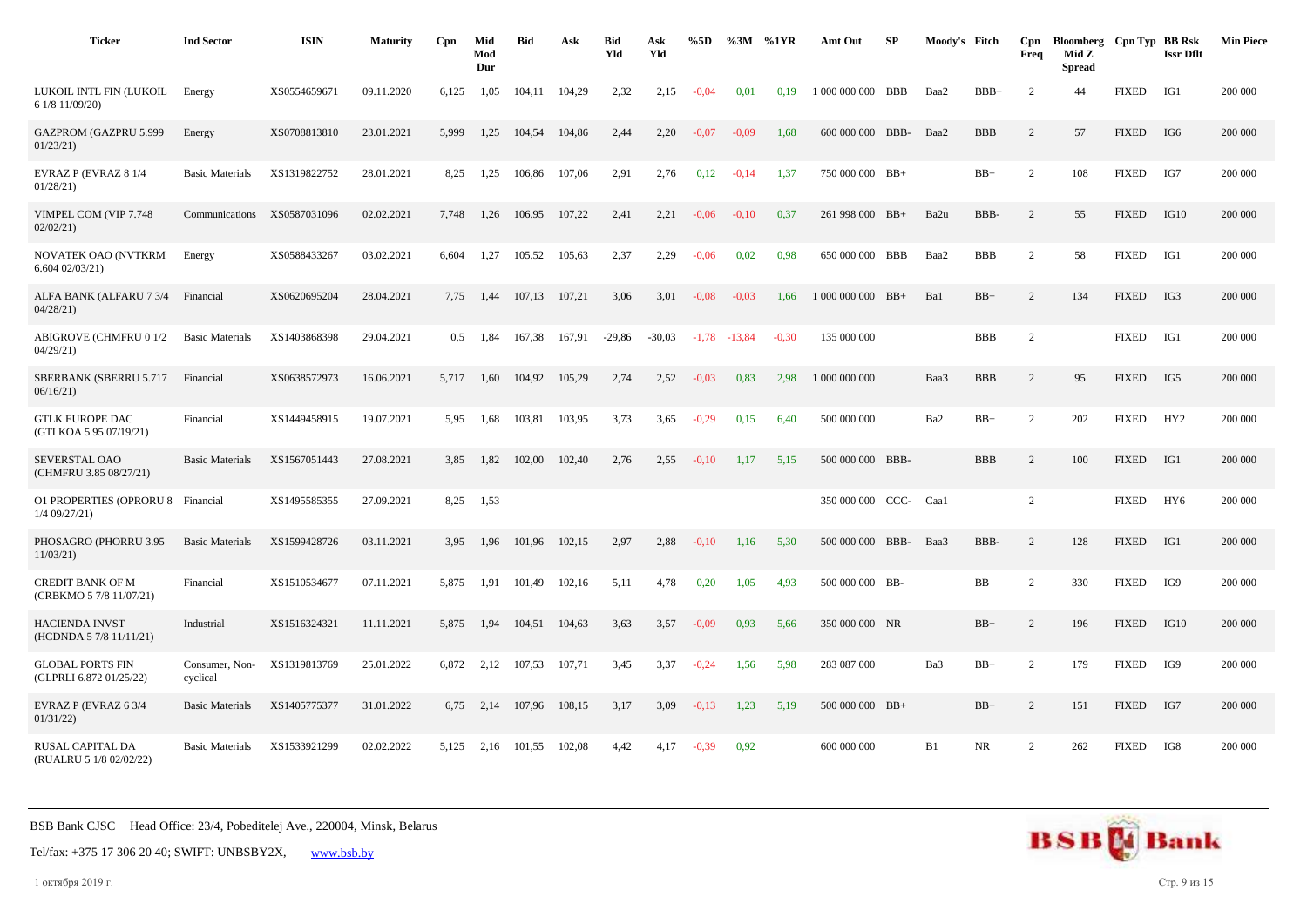| Ticker | Ind Sector | ISIN | Maturity | Cpn | Mid Mod Dur | Bid | Ask | Bid Yld | Ask Yld | %5D | %3M | %1YR | Amt Out | SP | Moody's | Fitch | Cpn Freq | Bloomberg Mid Z Spread | Cpn Typ | BB Rsk Issr Dflt | Min Piece |
|---|---|---|---|---|---|---|---|---|---|---|---|---|---|---|---|---|---|---|---|---|---|
| LUKOIL INTL FIN (LUKOIL 6 1/8 11/09/20) | Energy | XS0554659671 | 09.11.2020 | 6,125 | 1,05 | 104,11 | 104,29 | 2,32 | 2,15 | -0,04 | 0,01 | 0,19 | 1 000 000 000 | BBB | Baa2 | BBB+ | 2 | 44 | FIXED | IG1 | 200 000 |
| GAZPROM (GAZPRU 5.999 01/23/21) | Energy | XS0708813810 | 23.01.2021 | 5,999 | 1,25 | 104,54 | 104,86 | 2,44 | 2,20 | -0,07 | -0,09 | 1,68 | 600 000 000 | BBB- | Baa2 | BBB | 2 | 57 | FIXED | IG6 | 200 000 |
| EVRAZ P (EVRAZ 8 1/4 01/28/21) | Basic Materials | XS1319822752 | 28.01.2021 | 8,25 | 1,25 | 106,86 | 107,06 | 2,91 | 2,76 | 0,12 | -0,14 | 1,37 | 750 000 000 | BB+ | | BB+ | 2 | 108 | FIXED | IG7 | 200 000 |
| VIMPEL COM (VIP 7.748 02/02/21) | Communications | XS0587031096 | 02.02.2021 | 7,748 | 1,26 | 106,95 | 107,22 | 2,41 | 2,21 | -0,06 | -0,10 | 0,37 | 261 998 000 | BB+ | Ba2u | BBB- | 2 | 55 | FIXED | IG10 | 200 000 |
| NOVATEK OAO (NVTKRM 6.604 02/03/21) | Energy | XS0588433267 | 03.02.2021 | 6,604 | 1,27 | 105,52 | 105,63 | 2,37 | 2,29 | -0,06 | 0,02 | 0,98 | 650 000 000 | BBB | Baa2 | BBB | 2 | 58 | FIXED | IG1 | 200 000 |
| ALFA BANK (ALFARU 7 3/4 04/28/21) | Financial | XS0620695204 | 28.04.2021 | 7,75 | 1,44 | 107,13 | 107,21 | 3,06 | 3,01 | -0,08 | -0,03 | 1,66 | 1 000 000 000 | BB+ | Ba1 | BB+ | 2 | 134 | FIXED | IG3 | 200 000 |
| ABIGROVE (CHMFRU 0 1/2 04/29/21) | Basic Materials | XS1403868398 | 29.04.2021 | 0,5 | 1,84 | 167,38 | 167,91 | -29,86 | -30,03 | -1,78 | -13,84 | -0,30 | 135 000 000 | | | BBB | 2 | | FIXED | IG1 | 200 000 |
| SBERBANK (SBERRU 5.717 06/16/21) | Financial | XS0638572973 | 16.06.2021 | 5,717 | 1,60 | 104,92 | 105,29 | 2,74 | 2,52 | -0,03 | 0,83 | 2,98 | 1 000 000 000 | | Baa3 | BBB | 2 | 95 | FIXED | IG5 | 200 000 |
| GTLK EUROPE DAC (GTLKOA 5.95 07/19/21) | Financial | XS1449458915 | 19.07.2021 | 5,95 | 1,68 | 103,81 | 103,95 | 3,73 | 3,65 | -0,29 | 0,15 | 6,40 | 500 000 000 | | Ba2 | BB+ | 2 | 202 | FIXED | HY2 | 200 000 |
| SEVERSTAL OAO (CHMFRU 3.85 08/27/21) | Basic Materials | XS1567051443 | 27.08.2021 | 3,85 | 1,82 | 102,00 | 102,40 | 2,76 | 2,55 | -0,10 | 1,17 | 5,15 | 500 000 000 | BBB- | | BBB | 2 | 100 | FIXED | IG1 | 200 000 |
| O1 PROPERTIES (OPRORU 8 1/4 09/27/21) | Financial | XS1495585355 | 27.09.2021 | 8,25 | 1,53 | | | | | | | | 350 000 000 | CCC- | Caa1 | | 2 | | FIXED | HY6 | 200 000 |
| PHOSAGRO (PHORRU 3.95 11/03/21) | Basic Materials | XS1599428726 | 03.11.2021 | 3,95 | 1,96 | 101,96 | 102,15 | 2,97 | 2,88 | -0,10 | 1,16 | 5,30 | 500 000 000 | BBB- | Baa3 | BBB- | 2 | 128 | FIXED | IG1 | 200 000 |
| CREDIT BANK OF M (CRBKMO 5 7/8 11/07/21) | Financial | XS1510534677 | 07.11.2021 | 5,875 | 1,91 | 101,49 | 102,16 | 5,11 | 4,78 | 0,20 | 1,05 | 4,93 | 500 000 000 | BB- | | BB | 2 | 330 | FIXED | IG9 | 200 000 |
| HACIENDA INVST (HCDNDA 5 7/8 11/11/21) | Industrial | XS1516324321 | 11.11.2021 | 5,875 | 1,94 | 104,51 | 104,63 | 3,63 | 3,57 | -0,09 | 0,93 | 5,66 | 350 000 000 | NR | | BB+ | 2 | 196 | FIXED | IG10 | 200 000 |
| GLOBAL PORTS FIN (GLPRLI 6.872 01/25/22) | Consumer, Non-cyclical | XS1319813769 | 25.01.2022 | 6,872 | 2,12 | 107,53 | 107,71 | 3,45 | 3,37 | -0,24 | 1,56 | 5,98 | 283 087 000 | | Ba3 | BB+ | 2 | 179 | FIXED | IG9 | 200 000 |
| EVRAZ P (EVRAZ 6 3/4 01/31/22) | Basic Materials | XS1405775377 | 31.01.2022 | 6,75 | 2,14 | 107,96 | 108,15 | 3,17 | 3,09 | -0,13 | 1,23 | 5,19 | 500 000 000 | BB+ | | BB+ | 2 | 151 | FIXED | IG7 | 200 000 |
| RUSAL CAPITAL DA (RUALRU 5 1/8 02/02/22) | Basic Materials | XS1533921299 | 02.02.2022 | 5,125 | 2,16 | 101,55 | 102,08 | 4,42 | 4,17 | -0,39 | 0,92 | | 600 000 000 | | B1 | NR | 2 | 262 | FIXED | IG8 | 200 000 |

BSB Bank CJSC Head Office: 23/4, Pobeditelej Ave., 220004, Minsk, Belarus

Tel/fax: +375 17 306 20 40; SWIFT: UNBSBY2X, www.bsb.by

1 октября 2019 г.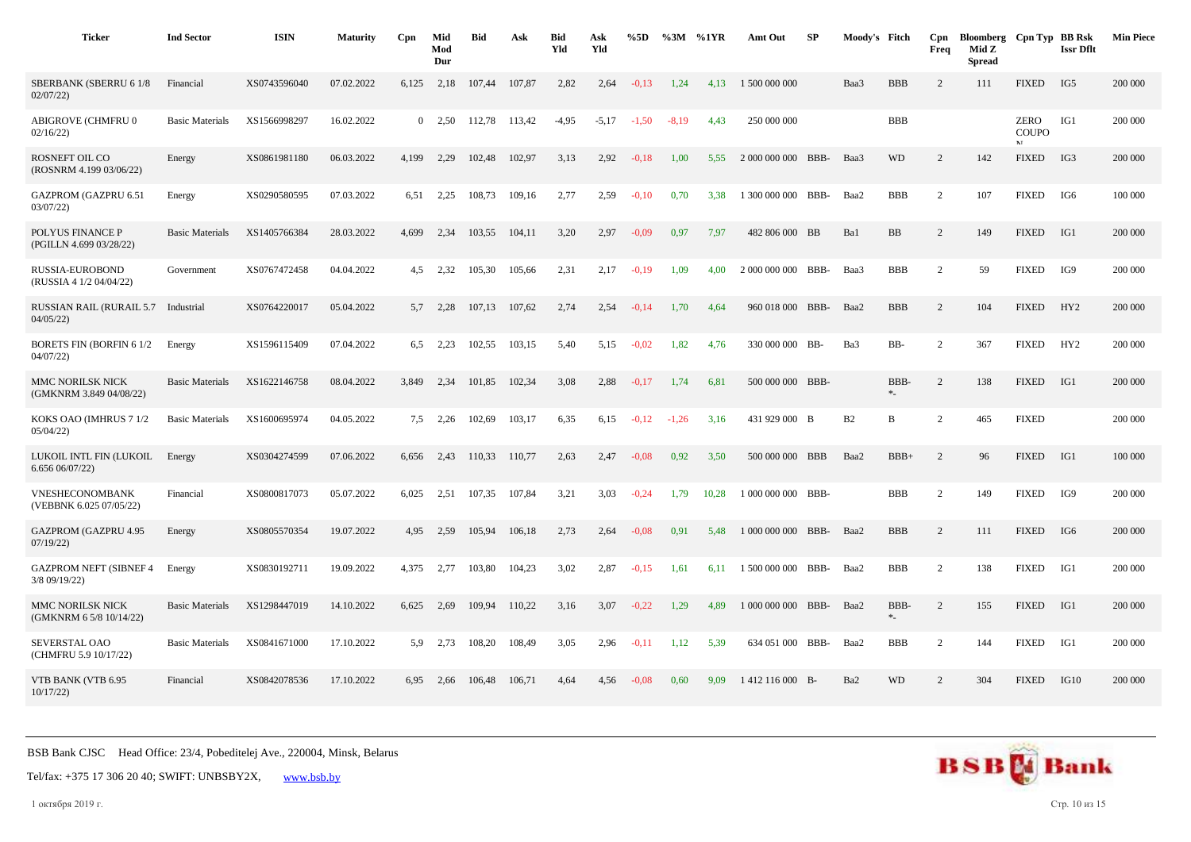| Ticker | Ind Sector | ISIN | Maturity | Cpn | Mid Mod Dur | Bid | Ask | Bid Yld | Ask Yld | %5D | %3M | %1YR | Amt Out | SP | Moody's | Fitch | Cpn Freq | Bloomberg Mid Z Spread | Cpn Typ | BB Rsk Issr Dflt | Min Piece |
|---|---|---|---|---|---|---|---|---|---|---|---|---|---|---|---|---|---|---|---|---|---|
| SBERBANK (SBERRU 6 1/8 02/07/22) | Financial | XS0743596040 | 07.02.2022 | 6,125 | 2,18 | 107,44 | 107,87 | 2,82 | 2,64 | -0,13 | 1,24 | 4,13 | 1 500 000 000 | | Baa3 | BBB | 2 | 111 | FIXED | IG5 | 200 000 |
| ABIGROVE (CHMFRU 0 02/16/22) | Basic Materials | XS1566998297 | 16.02.2022 | 0 | 2,50 | 112,78 | 113,42 | -4,95 | -5,17 | -1,50 | -8,19 | 4,43 | 250 000 000 | | | BBB | | | ZERO COUPON | IG1 | 200 000 |
| ROSNEFT OIL CO (ROSNRM 4.199 03/06/22) | Energy | XS0861981180 | 06.03.2022 | 4,199 | 2,29 | 102,48 | 102,97 | 3,13 | 2,92 | -0,18 | 1,00 | 5,55 | 2 000 000 000 | BBB- | Baa3 | WD | 2 | 142 | FIXED | IG3 | 200 000 |
| GAZPROM (GAZPRU 6.51 03/07/22) | Energy | XS0290580595 | 07.03.2022 | 6,51 | 2,25 | 108,73 | 109,16 | 2,77 | 2,59 | -0,10 | 0,70 | 3,38 | 1 300 000 000 | BBB- | Baa2 | BBB | 2 | 107 | FIXED | IG6 | 100 000 |
| POLYUS FINANCE P (PGILLN 4.699 03/28/22) | Basic Materials | XS1405766384 | 28.03.2022 | 4,699 | 2,34 | 103,55 | 104,11 | 3,20 | 2,97 | -0,09 | 0,97 | 7,97 | 482 806 000 | BB | Ba1 | BB | 2 | 149 | FIXED | IG1 | 200 000 |
| RUSSIA-EUROBOND (RUSSIA 4 1/2 04/04/22) | Government | XS0767472458 | 04.04.2022 | 4,5 | 2,32 | 105,30 | 105,66 | 2,31 | 2,17 | -0,19 | 1,09 | 4,00 | 2 000 000 000 | BBB- | Baa3 | BBB | 2 | 59 | FIXED | IG9 | 200 000 |
| RUSSIAN RAIL (RURAIL 5.7 04/05/22) | Industrial | XS0764220017 | 05.04.2022 | 5,7 | 2,28 | 107,13 | 107,62 | 2,74 | 2,54 | -0,14 | 1,70 | 4,64 | 960 018 000 | BBB- | Baa2 | BBB | 2 | 104 | FIXED | HY2 | 200 000 |
| BORETS FIN (BORFIN 6 1/2 04/07/22) | Energy | XS1596115409 | 07.04.2022 | 6,5 | 2,23 | 102,55 | 103,15 | 5,40 | 5,15 | -0,02 | 1,82 | 4,76 | 330 000 000 | BB- | Ba3 | BB- | 2 | 367 | FIXED | HY2 | 200 000 |
| MMC NORILSK NICK (GMKNRM 3.849 04/08/22) | Basic Materials | XS1622146758 | 08.04.2022 | 3,849 | 2,34 | 101,85 | 102,34 | 3,08 | 2,88 | -0,17 | 1,74 | 6,81 | 500 000 000 | BBB- | | BBB-*- | 2 | 138 | FIXED | IG1 | 200 000 |
| KOKS OAO (IMHRUS 7 1/2 05/04/22) | Basic Materials | XS1600695974 | 04.05.2022 | 7,5 | 2,26 | 102,69 | 103,17 | 6,35 | 6,15 | -0,12 | -1,26 | 3,16 | 431 929 000 | B | B2 | B | 2 | 465 | FIXED | | 200 000 |
| LUKOIL INTL FIN (LUKOIL 6.656 06/07/22) | Energy | XS0304274599 | 07.06.2022 | 6,656 | 2,43 | 110,33 | 110,77 | 2,63 | 2,47 | -0,08 | 0,92 | 3,50 | 500 000 000 | BBB | Baa2 | BBB+ | 2 | 96 | FIXED | IG1 | 100 000 |
| VNESHECONOMBANK (VEBBNK 6.025 07/05/22) | Financial | XS0800817073 | 05.07.2022 | 6,025 | 2,51 | 107,35 | 107,84 | 3,21 | 3,03 | -0,24 | 1,79 | 10,28 | 1 000 000 000 | BBB- | | BBB | 2 | 149 | FIXED | IG9 | 200 000 |
| GAZPROM (GAZPRU 4.95 07/19/22) | Energy | XS0805570354 | 19.07.2022 | 4,95 | 2,59 | 105,94 | 106,18 | 2,73 | 2,64 | -0,08 | 0,91 | 5,48 | 1 000 000 000 | BBB- | Baa2 | BBB | 2 | 111 | FIXED | IG6 | 200 000 |
| GAZPROM NEFT (SIBNEF 4 3/8 09/19/22) | Energy | XS0830192711 | 19.09.2022 | 4,375 | 2,77 | 103,80 | 104,23 | 3,02 | 2,87 | -0,15 | 1,61 | 6,11 | 1 500 000 000 | BBB- | Baa2 | BBB | 2 | 138 | FIXED | IG1 | 200 000 |
| MMC NORILSK NICK (GMKNRM 6 5/8 10/14/22) | Basic Materials | XS1298447019 | 14.10.2022 | 6,625 | 2,69 | 109,94 | 110,22 | 3,16 | 3,07 | -0,22 | 1,29 | 4,89 | 1 000 000 000 | BBB- | Baa2 | BBB-*- | 2 | 155 | FIXED | IG1 | 200 000 |
| SEVERSTAL OAO (CHMFRU 5.9 10/17/22) | Basic Materials | XS0841671000 | 17.10.2022 | 5,9 | 2,73 | 108,20 | 108,49 | 3,05 | 2,96 | -0,11 | 1,12 | 5,39 | 634 051 000 | BBB- | Baa2 | BBB | 2 | 144 | FIXED | IG1 | 200 000 |
| VTB BANK (VTB 6.95 10/17/22) | Financial | XS0842078536 | 17.10.2022 | 6,95 | 2,66 | 106,48 | 106,71 | 4,64 | 4,56 | -0,08 | 0,60 | 9,09 | 1 412 116 000 | B- | Ba2 | WD | 2 | 304 | FIXED | IG10 | 200 000 |

BSB Bank CJSC Head Office: 23/4, Pobeditelej Ave., 220004, Minsk, Belarus

Tel/fax: +375 17 306 20 40; SWIFT: UNBSBY2X, www.bsb.by

1 октября 2019 г.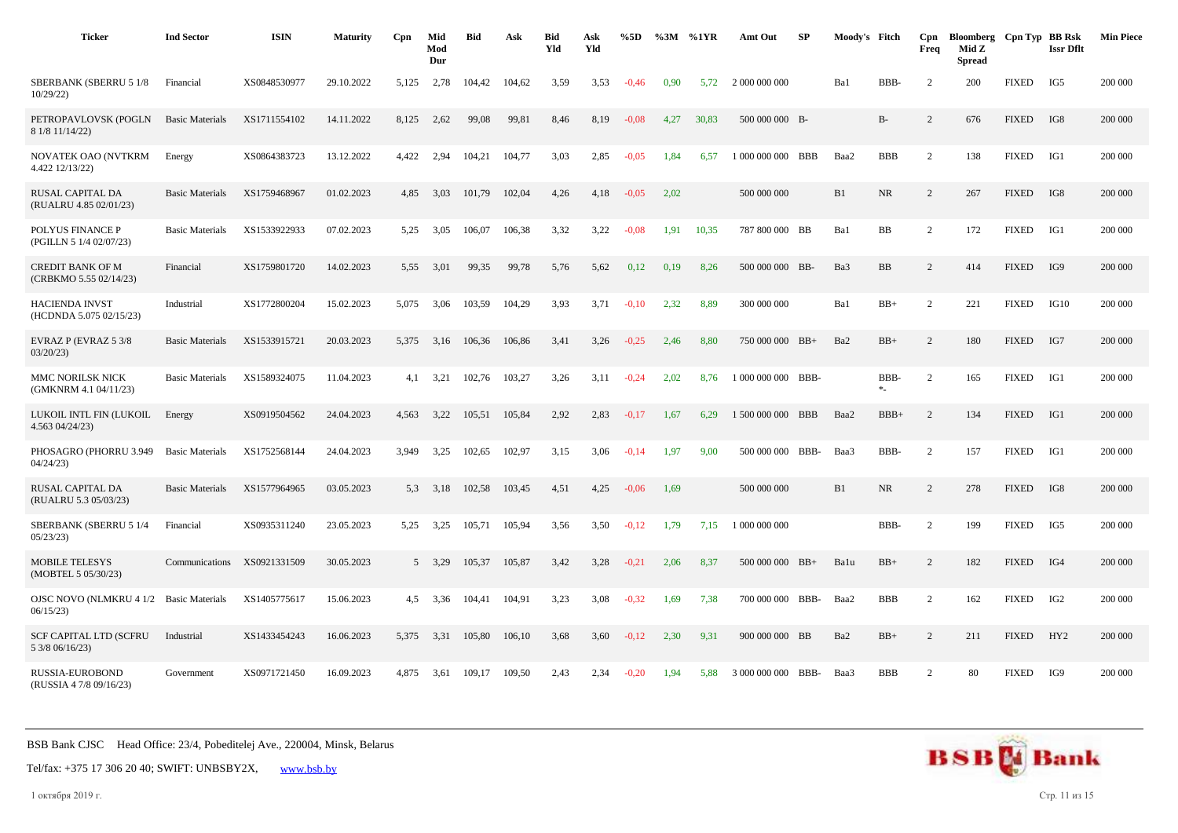| Ticker | Ind Sector | ISIN | Maturity | Cpn | Mid Mod Dur | Bid | Ask | Bid Yld | Ask Yld | %5D | %3M | %1YR | Amt Out | SP | Moody's | Fitch | Cpn Freq | Bloomberg Mid Z Spread | Cpn Typ | BB Rsk Issr Dflt | Min Piece |
|---|---|---|---|---|---|---|---|---|---|---|---|---|---|---|---|---|---|---|---|---|---|
| SBERBANK (SBERRU 5 1/8 10/29/22) | Financial | XS0848530977 | 29.10.2022 | 5,125 | 2,78 | 104,42 | 104,62 | 3,59 | 3,53 | -0,46 | 0,90 | 5,72 | 2 000 000 000 | | Ba1 | BBB- | 2 | 200 | FIXED | IG5 | 200 000 |
| PETROPAVLOVSK (POGLN 8 1/8 11/14/22) | Basic Materials | XS1711554102 | 14.11.2022 | 8,125 | 2,62 | 99,08 | 99,81 | 8,46 | 8,19 | -0,08 | 4,27 | 30,83 | 500 000 000 | B- | | B- | 2 | 676 | FIXED | IG8 | 200 000 |
| NOVATEK OAO (NVTKRM 4.422 12/13/22) | Energy | XS0864383723 | 13.12.2022 | 4,422 | 2,94 | 104,21 | 104,77 | 3,03 | 2,85 | -0,05 | 1,84 | 6,57 | 1 000 000 000 | BBB | Baa2 | BBB | 2 | 138 | FIXED | IG1 | 200 000 |
| RUSAL CAPITAL DA (RUALRU 4.85 02/01/23) | Basic Materials | XS1759468967 | 01.02.2023 | 4,85 | 3,03 | 101,79 | 102,04 | 4,26 | 4,18 | -0,05 | 2,02 | | 500 000 000 | | B1 | NR | 2 | 267 | FIXED | IG8 | 200 000 |
| POLYUS FINANCE P (PGILLN 5 1/4 02/07/23) | Basic Materials | XS1533922933 | 07.02.2023 | 5,25 | 3,05 | 106,07 | 106,38 | 3,32 | 3,22 | -0,08 | 1,91 | 10,35 | 787 800 000 | BB | Ba1 | BB | 2 | 172 | FIXED | IG1 | 200 000 |
| CREDIT BANK OF M (CRBKMO 5.55 02/14/23) | Financial | XS1759801720 | 14.02.2023 | 5,55 | 3,01 | 99,35 | 99,78 | 5,76 | 5,62 | 0,12 | 0,19 | 8,26 | 500 000 000 | BB- | Ba3 | BB | 2 | 414 | FIXED | IG9 | 200 000 |
| HACIENDA INVST (HCDNDA 5.075 02/15/23) | Industrial | XS1772800204 | 15.02.2023 | 5,075 | 3,06 | 103,59 | 104,29 | 3,93 | 3,71 | -0,10 | 2,32 | 8,89 | 300 000 000 | | Ba1 | BB+ | 2 | 221 | FIXED | IG10 | 200 000 |
| EVRAZ P (EVRAZ 5 3/8 03/20/23) | Basic Materials | XS1533915721 | 20.03.2023 | 5,375 | 3,16 | 106,36 | 106,86 | 3,41 | 3,26 | -0,25 | 2,46 | 8,80 | 750 000 000 | BB+ | Ba2 | BB+ | 2 | 180 | FIXED | IG7 | 200 000 |
| MMC NORILSK NICK (GMKNRM 4.1 04/11/23) | Basic Materials | XS1589324075 | 11.04.2023 | 4,1 | 3,21 | 102,76 | 103,27 | 3,26 | 3,11 | -0,24 | 2,02 | 8,76 | 1 000 000 000 | BBB- | | BBB- *- | 2 | 165 | FIXED | IG1 | 200 000 |
| LUKOIL INTL FIN (LUKOIL 4.563 04/24/23) | Energy | XS0919504562 | 24.04.2023 | 4,563 | 3,22 | 105,51 | 105,84 | 2,92 | 2,83 | -0,17 | 1,67 | 6,29 | 1 500 000 000 | BBB | Baa2 | BBB+ | 2 | 134 | FIXED | IG1 | 200 000 |
| PHOSAGRO (PHORRU 3.949 04/24/23) | Basic Materials | XS1752568144 | 24.04.2023 | 3,949 | 3,25 | 102,65 | 102,97 | 3,15 | 3,06 | -0,14 | 1,97 | 9,00 | 500 000 000 | BBB- | Baa3 | BBB- | 2 | 157 | FIXED | IG1 | 200 000 |
| RUSAL CAPITAL DA (RUALRU 5.3 05/03/23) | Basic Materials | XS1577964965 | 03.05.2023 | 5,3 | 3,18 | 102,58 | 103,45 | 4,51 | 4,25 | -0,06 | 1,69 | | 500 000 000 | | B1 | NR | 2 | 278 | FIXED | IG8 | 200 000 |
| SBERBANK (SBERRU 5 1/4 05/23/23) | Financial | XS0935311240 | 23.05.2023 | 5,25 | 3,25 | 105,71 | 105,94 | 3,56 | 3,50 | -0,12 | 1,79 | 7,15 | 1 000 000 000 | | | BBB- | 2 | 199 | FIXED | IG5 | 200 000 |
| MOBILE TELESYS (MOBTEL 5 05/30/23) | Communications | XS0921331509 | 30.05.2023 | 5 | 3,29 | 105,37 | 105,87 | 3,42 | 3,28 | -0,21 | 2,06 | 8,37 | 500 000 000 | BB+ | Ba1u | BB+ | 2 | 182 | FIXED | IG4 | 200 000 |
| OJSC NOVO (NLMKRU 4 1/2 06/15/23) | Basic Materials | XS1405775617 | 15.06.2023 | 4,5 | 3,36 | 104,41 | 104,91 | 3,23 | 3,08 | -0,32 | 1,69 | 7,38 | 700 000 000 | BBB- | Baa2 | BBB | 2 | 162 | FIXED | IG2 | 200 000 |
| SCF CAPITAL LTD (SCFRU 5 3/8 06/16/23) | Industrial | XS1433454243 | 16.06.2023 | 5,375 | 3,31 | 105,80 | 106,10 | 3,68 | 3,60 | -0,12 | 2,30 | 9,31 | 900 000 000 | BB | Ba2 | BB+ | 2 | 211 | FIXED | HY2 | 200 000 |
| RUSSIA-EUROBOND (RUSSIA 4 7/8 09/16/23) | Government | XS0971721450 | 16.09.2023 | 4,875 | 3,61 | 109,17 | 109,50 | 2,43 | 2,34 | -0,20 | 1,94 | 5,88 | 3 000 000 000 | BBB- | Baa3 | BBB | 2 | 80 | FIXED | IG9 | 200 000 |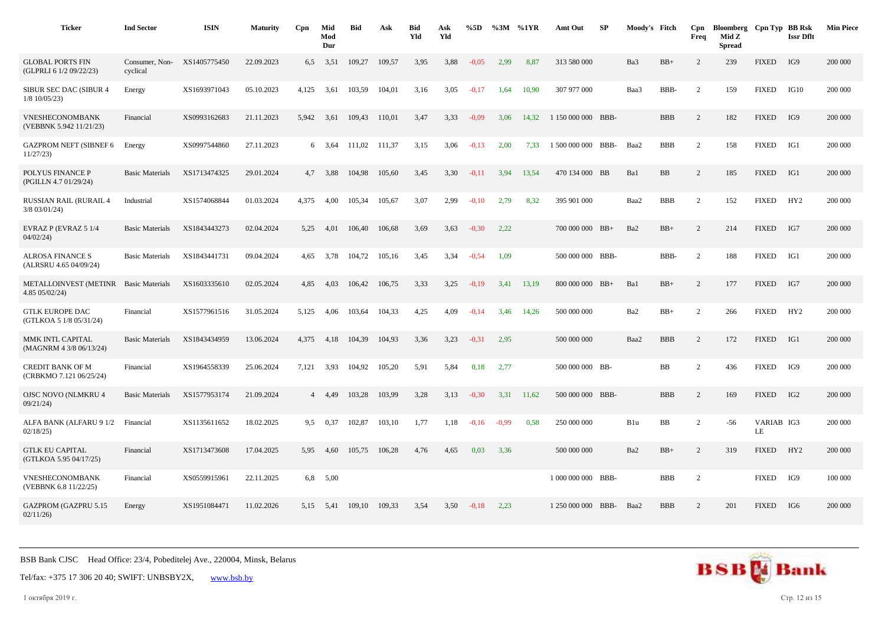| Ticker | Ind Sector | ISIN | Maturity | Cpn | Mid Mod Dur | Bid | Ask | Bid Yld | Ask Yld | %5D | %3M | %1YR | Amt Out | SP | Moody's | Fitch | Cpn Freq | Bloomberg Mid Z Spread | Cpn Typ | BB Rsk Issr Dflt | Min Piece |
|---|---|---|---|---|---|---|---|---|---|---|---|---|---|---|---|---|---|---|---|---|---|
| GLOBAL PORTS FIN (GLPRLI 6 1/2 09/22/23) | Consumer, Non-cyclical | XS1405775450 | 22.09.2023 | 6,5 | 3,51 | 109,27 | 109,57 | 3,95 | 3,88 | -0,05 | 2,99 | 8,87 | 313 580 000 | | Ba3 | BB+ | 2 | 239 | FIXED | IG9 | 200 000 |
| SIBUR SEC DAC (SIBUR 4 1/8 10/05/23) | Energy | XS1693971043 | 05.10.2023 | 4,125 | 3,61 | 103,59 | 104,01 | 3,16 | 3,05 | -0,17 | 1,64 | 10,90 | 307 977 000 | | Baa3 | BBB- | 2 | 159 | FIXED | IG10 | 200 000 |
| VNESHECONOMBANK (VEBBNK 5.942 11/21/23) | Financial | XS0993162683 | 21.11.2023 | 5,942 | 3,61 | 109,43 | 110,01 | 3,47 | 3,33 | -0,09 | 3,06 | 14,32 | 1 150 000 000 | BBB- | | BBB | 2 | 182 | FIXED | IG9 | 200 000 |
| GAZPROM NEFT (SIBNEF 6 11/27/23) | Energy | XS0997544860 | 27.11.2023 | 6 | 3,64 | 111,02 | 111,37 | 3,15 | 3,06 | -0,13 | 2,00 | 7,33 | 1 500 000 000 | BBB- | Baa2 | BBB | 2 | 158 | FIXED | IG1 | 200 000 |
| POLYUS FINANCE P (PGILLN 4.7 01/29/24) | Basic Materials | XS1713474325 | 29.01.2024 | 4,7 | 3,88 | 104,98 | 105,60 | 3,45 | 3,30 | -0,11 | 3,94 | 13,54 | 470 134 000 | BB | Ba1 | BB | 2 | 185 | FIXED | IG1 | 200 000 |
| RUSSIAN RAIL (RURAIL 4 3/8 03/01/24) | Industrial | XS1574068844 | 01.03.2024 | 4,375 | 4,00 | 105,34 | 105,67 | 3,07 | 2,99 | -0,10 | 2,79 | 8,32 | 395 901 000 | | Baa2 | BBB | 2 | 152 | FIXED | HY2 | 200 000 |
| EVRAZ P (EVRAZ 5 1/4 04/02/24) | Basic Materials | XS1843443273 | 02.04.2024 | 5,25 | 4,01 | 106,40 | 106,68 | 3,69 | 3,63 | -0,30 | 2,22 | | 700 000 000 | BB+ | Ba2 | BB+ | 2 | 214 | FIXED | IG7 | 200 000 |
| ALROSA FINANCE S (ALRSRU 4.65 04/09/24) | Basic Materials | XS1843441731 | 09.04.2024 | 4,65 | 3,78 | 104,72 | 105,16 | 3,45 | 3,34 | -0,54 | 1,09 | | 500 000 000 | BBB- | | BBB- | 2 | 188 | FIXED | IG1 | 200 000 |
| METALLOINVEST (METINR 4.85 05/02/24) | Basic Materials | XS1603335610 | 02.05.2024 | 4,85 | 4,03 | 106,42 | 106,75 | 3,33 | 3,25 | -0,19 | 3,41 | 13,19 | 800 000 000 | BB+ | Ba1 | BB+ | 2 | 177 | FIXED | IG7 | 200 000 |
| GTLK EUROPE DAC (GTLKOA 5 1/8 05/31/24) | Financial | XS1577961516 | 31.05.2024 | 5,125 | 4,06 | 103,64 | 104,33 | 4,25 | 4,09 | -0,14 | 3,46 | 14,26 | 500 000 000 | | Ba2 | BB+ | 2 | 266 | FIXED | HY2 | 200 000 |
| MMK INTL CAPITAL (MAGNRM 4 3/8 06/13/24) | Basic Materials | XS1843434959 | 13.06.2024 | 4,375 | 4,18 | 104,39 | 104,93 | 3,36 | 3,23 | -0,31 | 2,95 | | 500 000 000 | | Baa2 | BBB | 2 | 172 | FIXED | IG1 | 200 000 |
| CREDIT BANK OF M (CRBKMO 7.121 06/25/24) | Financial | XS1964558339 | 25.06.2024 | 7,121 | 3,93 | 104,92 | 105,20 | 5,91 | 5,84 | 0,18 | 2,77 | | 500 000 000 | BB- | | BB | 2 | 436 | FIXED | IG9 | 200 000 |
| OJSC NOVO (NLMKRU 4 09/21/24) | Basic Materials | XS1577953174 | 21.09.2024 | 4 | 4,49 | 103,28 | 103,99 | 3,28 | 3,13 | -0,30 | 3,31 | 11,62 | 500 000 000 | BBB- | | BBB | 2 | 169 | FIXED | IG2 | 200 000 |
| ALFA BANK (ALFARU 9 1/2 02/18/25) | Financial | XS1135611652 | 18.02.2025 | 9,5 | 0,37 | 102,87 | 103,10 | 1,77 | 1,18 | -0,16 | -0,99 | 0,58 | 250 000 000 | | B1u | BB | 2 | -56 | VARIABLE | IG3 | 200 000 |
| GTLK EU CAPITAL (GTLKOA 5.95 04/17/25) | Financial | XS1713473608 | 17.04.2025 | 5,95 | 4,60 | 105,75 | 106,28 | 4,76 | 4,65 | 0,03 | 3,36 | | 500 000 000 | | Ba2 | BB+ | 2 | 319 | FIXED | HY2 | 200 000 |
| VNESHECONOMBANK (VEBBNK 6.8 11/22/25) | Financial | XS0559915961 | 22.11.2025 | 6,8 | 5,00 | | | | | | | | 1 000 000 000 | BBB- | | BBB | 2 | | FIXED | IG9 | 100 000 |
| GAZPROM (GAZPRU 5.15 02/11/26) | Energy | XS1951084471 | 11.02.2026 | 5,15 | 5,41 | 109,10 | 109,33 | 3,54 | 3,50 | -0,18 | 2,23 | | 1 250 000 000 | BBB- | Baa2 | BBB | 2 | 201 | FIXED | IG6 | 200 000 |

BSB Bank CJSC Head Office: 23/4, Pobeditelej Ave., 220004, Minsk, Belarus

Tel/fax: +375 17 306 20 40; SWIFT: UNBSBY2X, www.bsb.by

1 октября 2019 г.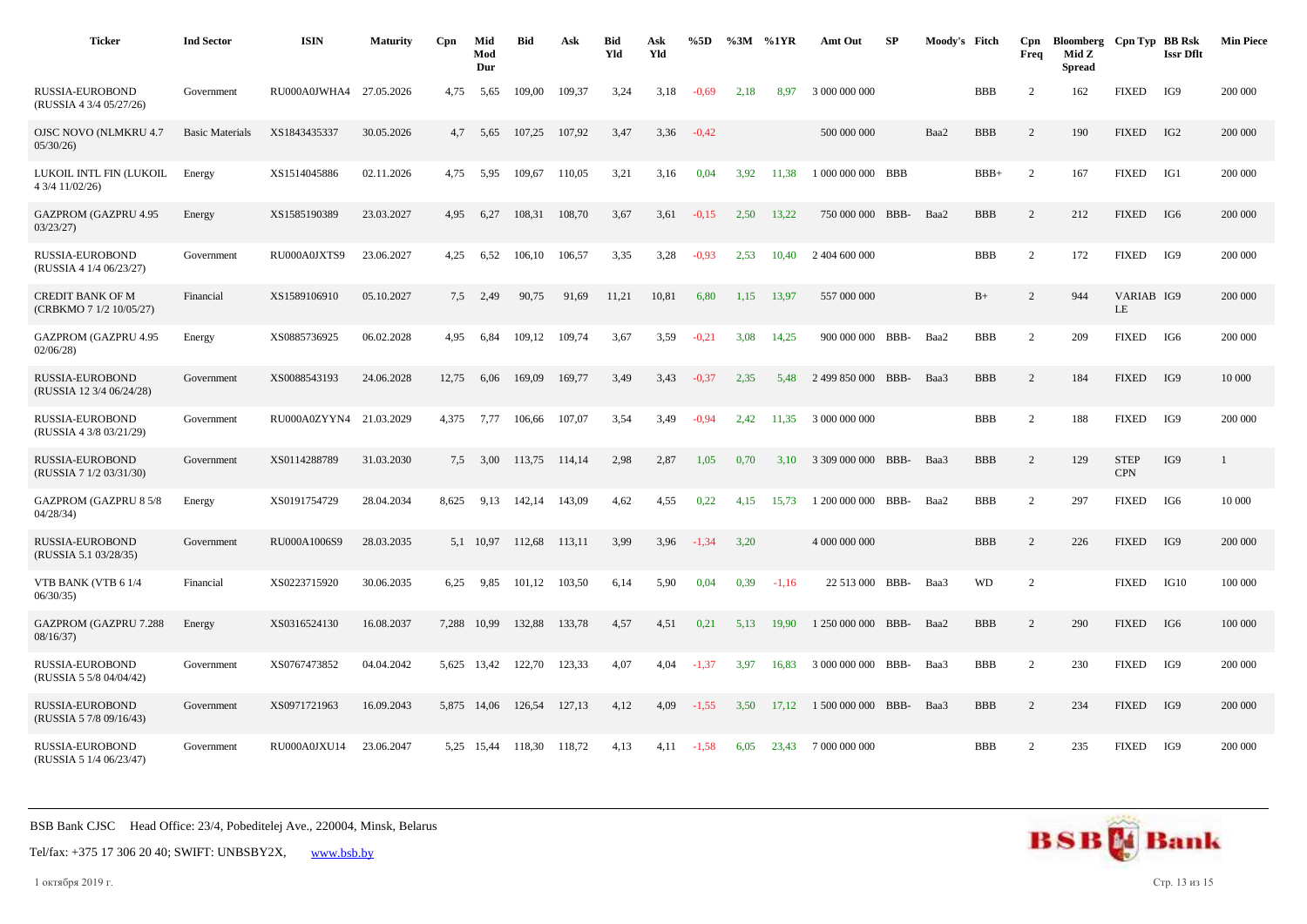| Ticker | Ind Sector | ISIN | Maturity | Cpn | Mid Mod Dur | Bid | Ask | Bid Yld | Ask Yld | %5D | %3M | %1YR | Amt Out | SP | Moody's | Fitch | Cpn Freq | Bloomberg Mid Z Spread | Cpn Typ | BB Rsk Issr Dflt | Min Piece |
|---|---|---|---|---|---|---|---|---|---|---|---|---|---|---|---|---|---|---|---|---|---|
| RUSSIA-EUROBOND (RUSSIA 4 3/4 05/27/26) | Government | RU000A0JWHA4 | 27.05.2026 | 4,75 | 5,65 | 109,00 | 109,37 | 3,24 | 3,18 | -0,69 | 2,18 | 8,97 | 3 000 000 000 | | | BBB | 2 | 162 | FIXED | IG9 | 200 000 |
| OJSC NOVO (NLMKRU 4.7 05/30/26) | Basic Materials | XS1843435337 | 30.05.2026 | 4,7 | 5,65 | 107,25 | 107,92 | 3,47 | 3,36 | -0,42 | | | 500 000 000 | | Baa2 | BBB | 2 | 190 | FIXED | IG2 | 200 000 |
| LUKOIL INTL FIN (LUKOIL 4 3/4 11/02/26) | Energy | XS1514045886 | 02.11.2026 | 4,75 | 5,95 | 109,67 | 110,05 | 3,21 | 3,16 | 0,04 | 3,92 | 11,38 | 1 000 000 000 | BBB | | BBB+ | 2 | 167 | FIXED | IG1 | 200 000 |
| GAZPROM (GAZPRU 4.95 03/23/27) | Energy | XS1585190389 | 23.03.2027 | 4,95 | 6,27 | 108,31 | 108,70 | 3,67 | 3,61 | -0,15 | 2,50 | 13,22 | 750 000 000 | BBB- | Baa2 | BBB | 2 | 212 | FIXED | IG6 | 200 000 |
| RUSSIA-EUROBOND (RUSSIA 4 1/4 06/23/27) | Government | RU000A0JXTS9 | 23.06.2027 | 4,25 | 6,52 | 106,10 | 106,57 | 3,35 | 3,28 | -0,93 | 2,53 | 10,40 | 2 404 600 000 | | | BBB | 2 | 172 | FIXED | IG9 | 200 000 |
| CREDIT BANK OF M (CRBKMO 7 1/2 10/05/27) | Financial | XS1589106910 | 05.10.2027 | 7,5 | 2,49 | 90,75 | 91,69 | 11,21 | 10,81 | 6,80 | 1,15 | 13,97 | 557 000 000 | | | B+ | 2 | 944 | VARIABLE | IG9 | 200 000 |
| GAZPROM (GAZPRU 4.95 02/06/28) | Energy | XS0885736925 | 06.02.2028 | 4,95 | 6,84 | 109,12 | 109,74 | 3,67 | 3,59 | -0,21 | 3,08 | 14,25 | 900 000 000 | BBB- | Baa2 | BBB | 2 | 209 | FIXED | IG6 | 200 000 |
| RUSSIA-EUROBOND (RUSSIA 12 3/4 06/24/28) | Government | XS0088543193 | 24.06.2028 | 12,75 | 6,06 | 169,09 | 169,77 | 3,49 | 3,43 | -0,37 | 2,35 | 5,48 | 2 499 850 000 | BBB- | Baa3 | BBB | 2 | 184 | FIXED | IG9 | 10 000 |
| RUSSIA-EUROBOND (RUSSIA 4 3/8 03/21/29) | Government | RU000A0ZYYN4 | 21.03.2029 | 4,375 | 7,77 | 106,66 | 107,07 | 3,54 | 3,49 | -0,94 | 2,42 | 11,35 | 3 000 000 000 | | | BBB | 2 | 188 | FIXED | IG9 | 200 000 |
| RUSSIA-EUROBOND (RUSSIA 7 1/2 03/31/30) | Government | XS0114288789 | 31.03.2030 | 7,5 | 3,00 | 113,75 | 114,14 | 2,98 | 2,87 | 1,05 | 0,70 | 3,10 | 3 309 000 000 | BBB- | Baa3 | BBB | 2 | 129 | STEP CPN | IG9 | 1 |
| GAZPROM (GAZPRU 8 5/8 04/28/34) | Energy | XS0191754729 | 28.04.2034 | 8,625 | 9,13 | 142,14 | 143,09 | 4,62 | 4,55 | 0,22 | 4,15 | 15,73 | 1 200 000 000 | BBB- | Baa2 | BBB | 2 | 297 | FIXED | IG6 | 10 000 |
| RUSSIA-EUROBOND (RUSSIA 5.1 03/28/35) | Government | RU000A1006S9 | 28.03.2035 | 5,1 | 10,97 | 112,68 | 113,11 | 3,99 | 3,96 | -1,34 | 3,20 | | 4 000 000 000 | | | BBB | 2 | 226 | FIXED | IG9 | 200 000 |
| VTB BANK (VTB 6 1/4 06/30/35) | Financial | XS0223715920 | 30.06.2035 | 6,25 | 9,85 | 101,12 | 103,50 | 6,14 | 5,90 | 0,04 | 0,39 | -1,16 | 22 513 000 | BBB- | Baa3 | WD | 2 | | FIXED | IG10 | 100 000 |
| GAZPROM (GAZPRU 7.288 08/16/37) | Energy | XS0316524130 | 16.08.2037 | 7,288 | 10,99 | 132,88 | 133,78 | 4,57 | 4,51 | 0,21 | 5,13 | 19,90 | 1 250 000 000 | BBB- | Baa2 | BBB | 2 | 290 | FIXED | IG6 | 100 000 |
| RUSSIA-EUROBOND (RUSSIA 5 5/8 04/04/42) | Government | XS0767473852 | 04.04.2042 | 5,625 | 13,42 | 122,70 | 123,33 | 4,07 | 4,04 | -1,37 | 3,97 | 16,83 | 3 000 000 000 | BBB- | Baa3 | BBB | 2 | 230 | FIXED | IG9 | 200 000 |
| RUSSIA-EUROBOND (RUSSIA 5 7/8 09/16/43) | Government | XS0971721963 | 16.09.2043 | 5,875 | 14,06 | 126,54 | 127,13 | 4,12 | 4,09 | -1,55 | 3,50 | 17,12 | 1 500 000 000 | BBB- | Baa3 | BBB | 2 | 234 | FIXED | IG9 | 200 000 |
| RUSSIA-EUROBOND (RUSSIA 5 1/4 06/23/47) | Government | RU000A0JXU14 | 23.06.2047 | 5,25 | 15,44 | 118,30 | 118,72 | 4,13 | 4,11 | -1,58 | 6,05 | 23,43 | 7 000 000 000 | | | BBB | 2 | 235 | FIXED | IG9 | 200 000 |

BSB Bank CJSC Head Office: 23/4, Pobeditelej Ave., 220004, Minsk, Belarus

Tel/fax: +375 17 306 20 40; SWIFT: UNBSBY2X, www.bsb.by

1 октября 2019 г.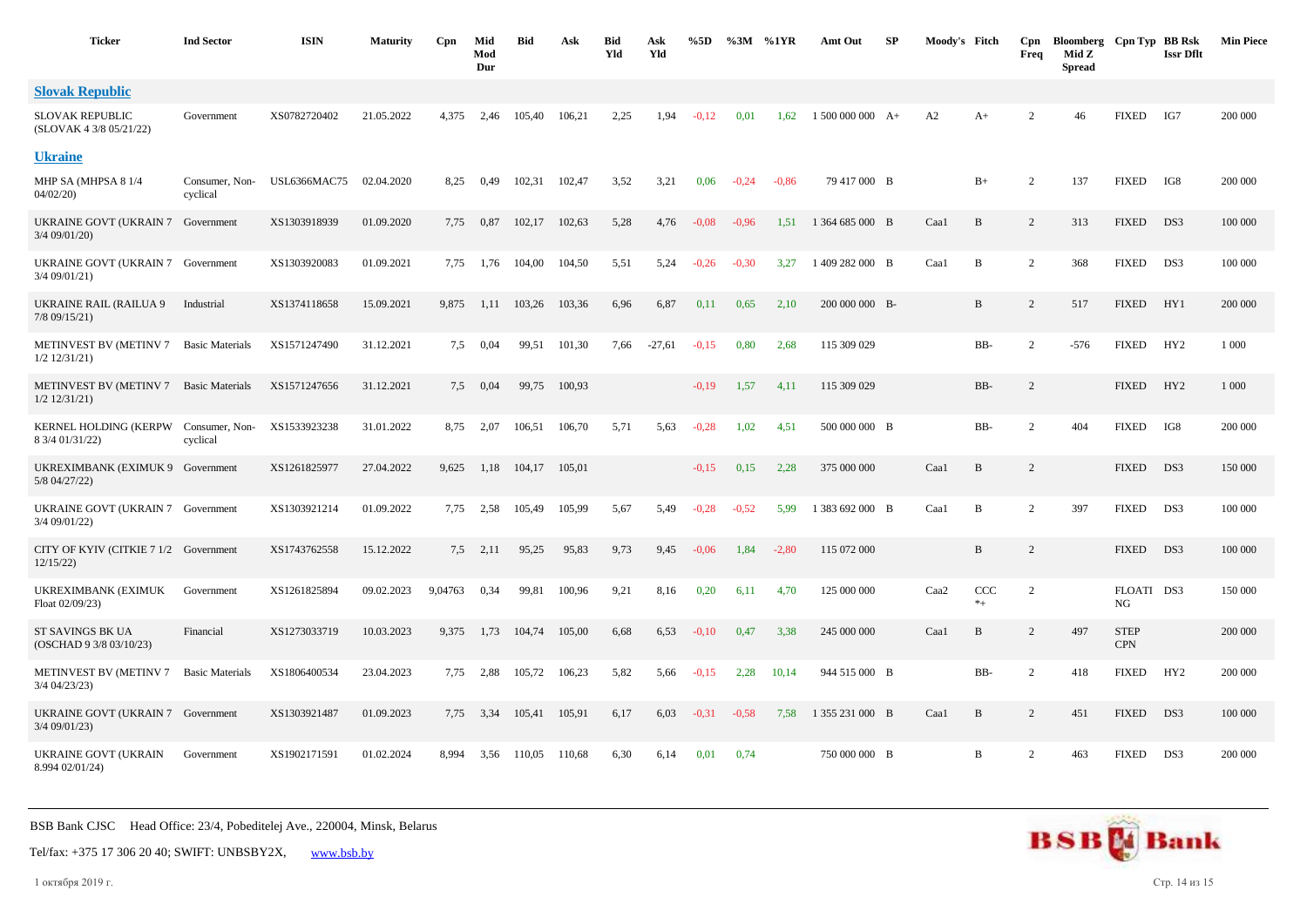| Ticker | Ind Sector | ISIN | Maturity | Cpn | Mid Mod Dur | Bid | Ask | Bid Yld | Ask Yld | %5D | %3M | %1YR | Amt Out | SP | Moody's | Fitch | Cpn Freq | Bloomberg Mid Z Spread | Cpn Typ | BB Rsk Issr Dflt | Min Piece |
|---|---|---|---|---|---|---|---|---|---|---|---|---|---|---|---|---|---|---|---|---|---|
| **Slovak Republic** | | | | | | | | | | | | | | | | | | | | | |
| SLOVAK REPUBLIC (SLOVAK 4 3/8 05/21/22) | Government | XS0782720402 | 21.05.2022 | 4,375 | 2,46 | 105,40 | 106,21 | 2,25 | 1,94 | -0,12 | 0,01 | 1,62 | 1 500 000 000 | A+ | A2 | A+ | 2 | 46 | FIXED | IG7 | 200 000 |
| **Ukraine** | | | | | | | | | | | | | | | | | | | | | |
| MHP SA (MHPSA 8 1/4 04/02/20) | Consumer, Non-cyclical | USL6366MAC75 | 02.04.2020 | 8,25 | 0,49 | 102,31 | 102,47 | 3,52 | 3,21 | 0,06 | -0,24 | -0,86 | 79 417 000 | B | | B+ | 2 | 137 | FIXED | IG8 | 200 000 |
| UKRAINE GOVT (UKRAIN 7 3/4 09/01/20) | Government | XS1303918939 | 01.09.2020 | 7,75 | 0,87 | 102,17 | 102,63 | 5,28 | 4,76 | -0,08 | -0,96 | 1,51 | 1 364 685 000 | B | Caa1 | B | 2 | 313 | FIXED | DS3 | 100 000 |
| UKRAINE GOVT (UKRAIN 7 3/4 09/01/21) | Government | XS1303920083 | 01.09.2021 | 7,75 | 1,76 | 104,00 | 104,50 | 5,51 | 5,24 | -0,26 | -0,30 | 3,27 | 1 409 282 000 | B | Caa1 | B | 2 | 368 | FIXED | DS3 | 100 000 |
| UKRAINE RAIL (RAILUA 9 7/8 09/15/21) | Industrial | XS1374118658 | 15.09.2021 | 9,875 | 1,11 | 103,26 | 103,36 | 6,96 | 6,87 | 0,11 | 0,65 | 2,10 | 200 000 000 | B- | | B | 2 | 517 | FIXED | HY1 | 200 000 |
| METINVEST BV (METINV 7 1/2 12/31/21) | Basic Materials | XS1571247490 | 31.12.2021 | 7,5 | 0,04 | 99,51 | 101,30 | 7,66 | -27,61 | -0,15 | 0,80 | 2,68 | 115 309 029 | | | BB- | 2 | -576 | FIXED | HY2 | 1 000 |
| METINVEST BV (METINV 7 1/2 12/31/21) | Basic Materials | XS1571247656 | 31.12.2021 | 7,5 | 0,04 | 99,75 | 100,93 | | | -0,19 | 1,57 | 4,11 | 115 309 029 | | | BB- | 2 | | FIXED | HY2 | 1 000 |
| KERNEL HOLDING (KERPW 8 3/4 01/31/22) | Consumer, Non-cyclical | XS1533923238 | 31.01.2022 | 8,75 | 2,07 | 106,51 | 106,70 | 5,71 | 5,63 | -0,28 | 1,02 | 4,51 | 500 000 000 | B | | BB- | 2 | 404 | FIXED | IG8 | 200 000 |
| UKREXIMBANK (EXIMUK 9 5/8 04/27/22) | Government | XS1261825977 | 27.04.2022 | 9,625 | 1,18 | 104,17 | 105,01 | | | -0,15 | 0,15 | 2,28 | 375 000 000 | | Caa1 | B | 2 | | FIXED | DS3 | 150 000 |
| UKRAINE GOVT (UKRAIN 7 3/4 09/01/22) | Government | XS1303921214 | 01.09.2022 | 7,75 | 2,58 | 105,49 | 105,99 | 5,67 | 5,49 | -0,28 | -0,52 | 5,99 | 1 383 692 000 | B | Caa1 | B | 2 | 397 | FIXED | DS3 | 100 000 |
| CITY OF KYIV (CITKIE 7 1/2 12/15/22) | Government | XS1743762558 | 15.12.2022 | 7,5 | 2,11 | 95,25 | 95,83 | 9,73 | 9,45 | -0,06 | 1,84 | -2,80 | 115 072 000 | | | B | 2 | | FIXED | DS3 | 100 000 |
| UKREXIMBANK (EXIMUK Float 02/09/23) | Government | XS1261825894 | 09.02.2023 | 9,04763 | 0,34 | 99,81 | 100,96 | 9,21 | 8,16 | 0,20 | 6,11 | 4,70 | 125 000 000 | | Caa2 | CCC *+ | 2 | | FLOATING | DS3 | 150 000 |
| ST SAVINGS BK UA (OSCHAD 9 3/8 03/10/23) | Financial | XS1273033719 | 10.03.2023 | 9,375 | 1,73 | 104,74 | 105,00 | 6,68 | 6,53 | -0,10 | 0,47 | 3,38 | 245 000 000 | | Caa1 | B | 2 | 497 | STEP CPN | | 200 000 |
| METINVEST BV (METINV 7 3/4 04/23/23) | Basic Materials | XS1806400534 | 23.04.2023 | 7,75 | 2,88 | 105,72 | 106,23 | 5,82 | 5,66 | -0,15 | 2,28 | 10,14 | 944 515 000 | B | | BB- | 2 | 418 | FIXED | HY2 | 200 000 |
| UKRAINE GOVT (UKRAIN 7 3/4 09/01/23) | Government | XS1303921487 | 01.09.2023 | 7,75 | 3,34 | 105,41 | 105,91 | 6,17 | 6,03 | -0,31 | -0,58 | 7,58 | 1 355 231 000 | B | Caa1 | B | 2 | 451 | FIXED | DS3 | 100 000 |
| UKRAINE GOVT (UKRAIN 8.994 02/01/24) | Government | XS1902171591 | 01.02.2024 | 8,994 | 3,56 | 110,05 | 110,68 | 6,30 | 6,14 | 0,01 | 0,74 | | 750 000 000 | B | | B | 2 | 463 | FIXED | DS3 | 200 000 |

BSB Bank CJSC Head Office: 23/4, Pobeditelej Ave., 220004, Minsk, Belarus

Tel/fax: +375 17 306 20 40; SWIFT: UNBSBY2X, www.bsb.by

1 октября 2019 г.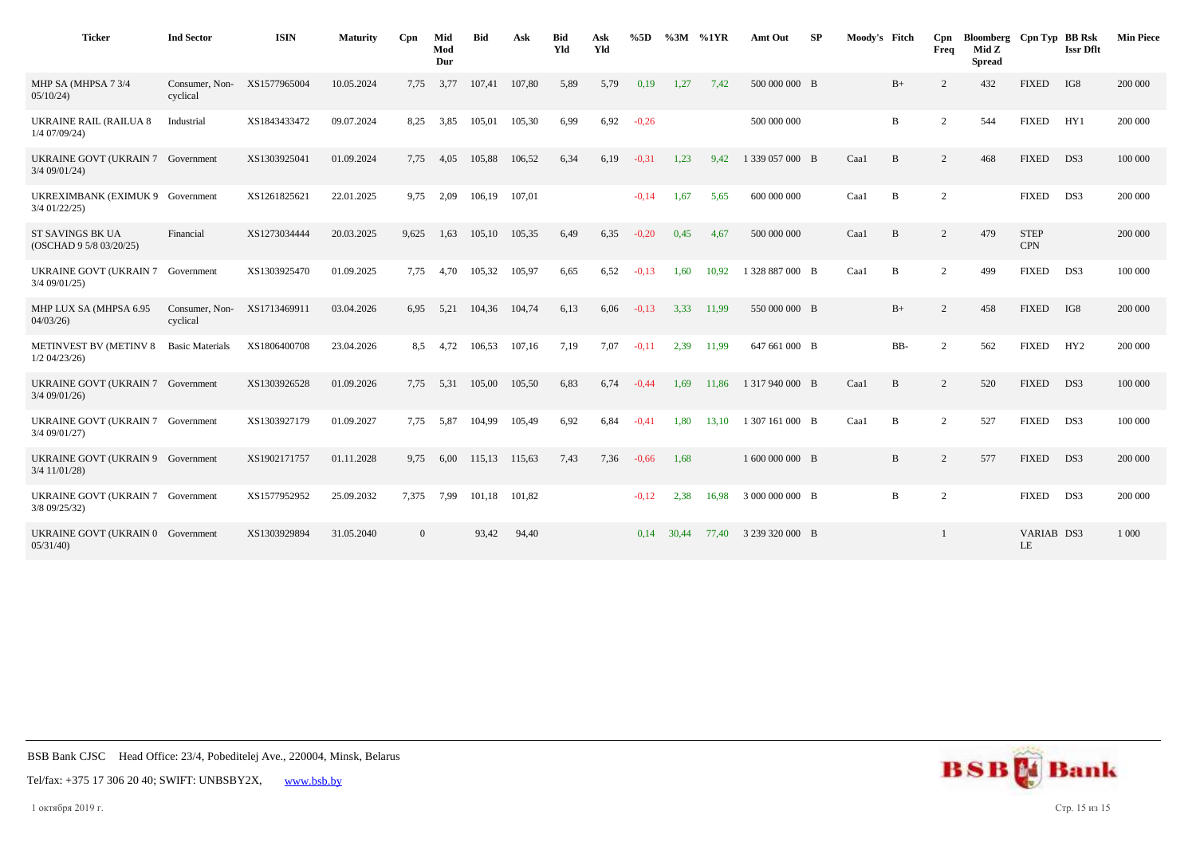| Ticker | Ind Sector | ISIN | Maturity | Cpn | Mid Mod Dur | Bid | Ask | Bid Yld | Ask Yld | %5D | %3M | %1YR | Amt Out | SP | Moody's | Fitch | Cpn Freq | Bloomberg Mid Z Spread | Cpn Typ | BB Rsk Issr Dflt | Min Piece |
|---|---|---|---|---|---|---|---|---|---|---|---|---|---|---|---|---|---|---|---|---|---|
| MHP SA (MHPSA 7 3/4 05/10/24) | Consumer, Non-cyclical | XS1577965004 | 10.05.2024 | 7,75 | 3,77 | 107,41 | 107,80 | 5,89 | 5,79 | 0,19 | 1,27 | 7,42 | 500 000 000 | B | | B+ | 2 | 432 | FIXED | IG8 | 200 000 |
| UKRAINE RAIL (RAILUA 8 1/4 07/09/24) | Industrial | XS1843433472 | 09.07.2024 | 8,25 | 3,85 | 105,01 | 105,30 | 6,99 | 6,92 | -0,26 | | | 500 000 000 | | | B | 2 | 544 | FIXED | HY1 | 200 000 |
| UKRAINE GOVT (UKRAIN 7 3/4 09/01/24) | Government | XS1303925041 | 01.09.2024 | 7,75 | 4,05 | 105,88 | 106,52 | 6,34 | 6,19 | -0,31 | 1,23 | 9,42 | 1 339 057 000 | B | Caa1 | B | 2 | 468 | FIXED | DS3 | 100 000 |
| UKREXIMBANK (EXIMUK 9 3/4 01/22/25) | Government | XS1261825621 | 22.01.2025 | 9,75 | 2,09 | 106,19 | 107,01 | | | -0,14 | 1,67 | 5,65 | 600 000 000 | | Caa1 | B | 2 | | FIXED | DS3 | 200 000 |
| ST SAVINGS BK UA (OSCHAD 9 5/8 03/20/25) | Financial | XS1273034444 | 20.03.2025 | 9,625 | 1,63 | 105,10 | 105,35 | 6,49 | 6,35 | -0,20 | 0,45 | 4,67 | 500 000 000 | | Caa1 | B | 2 | 479 | STEP CPN | | 200 000 |
| UKRAINE GOVT (UKRAIN 7 3/4 09/01/25) | Government | XS1303925470 | 01.09.2025 | 7,75 | 4,70 | 105,32 | 105,97 | 6,65 | 6,52 | -0,13 | 1,60 | 10,92 | 1 328 887 000 | B | Caa1 | B | 2 | 499 | FIXED | DS3 | 100 000 |
| MHP LUX SA (MHPSA 6.95 04/03/26) | Consumer, Non-cyclical | XS1713469911 | 03.04.2026 | 6,95 | 5,21 | 104,36 | 104,74 | 6,13 | 6,06 | -0,13 | 3,33 | 11,99 | 550 000 000 | B | | B+ | 2 | 458 | FIXED | IG8 | 200 000 |
| METINVEST BV (METINV 8 1/2 04/23/26) | Basic Materials | XS1806400708 | 23.04.2026 | 8,5 | 4,72 | 106,53 | 107,16 | 7,19 | 7,07 | -0,11 | 2,39 | 11,99 | 647 661 000 | B | | BB- | 2 | 562 | FIXED | HY2 | 200 000 |
| UKRAINE GOVT (UKRAIN 7 3/4 09/01/26) | Government | XS1303926528 | 01.09.2026 | 7,75 | 5,31 | 105,00 | 105,50 | 6,83 | 6,74 | -0,44 | 1,69 | 11,86 | 1 317 940 000 | B | Caa1 | B | 2 | 520 | FIXED | DS3 | 100 000 |
| UKRAINE GOVT (UKRAIN 7 3/4 09/01/27) | Government | XS1303927179 | 01.09.2027 | 7,75 | 5,87 | 104,99 | 105,49 | 6,92 | 6,84 | -0,41 | 1,80 | 13,10 | 1 307 161 000 | B | Caa1 | B | 2 | 527 | FIXED | DS3 | 100 000 |
| UKRAINE GOVT (UKRAIN 9 3/4 11/01/28) | Government | XS1902171757 | 01.11.2028 | 9,75 | 6,00 | 115,13 | 115,63 | 7,43 | 7,36 | -0,66 | 1,68 | | 1 600 000 000 | B | | B | 2 | 577 | FIXED | DS3 | 200 000 |
| UKRAINE GOVT (UKRAIN 7 3/8 09/25/32) | Government | XS1577952952 | 25.09.2032 | 7,375 | 7,99 | 101,18 | 101,82 | | | -0,12 | 2,38 | 16,98 | 3 000 000 000 | B | | B | 2 | | FIXED | DS3 | 200 000 |
| UKRAINE GOVT (UKRAIN 0 05/31/40) | Government | XS1303929894 | 31.05.2040 | 0 | | 93,42 | 94,40 | | | 0,14 | 30,44 | 77,40 | 3 239 320 000 | B | | | 1 | | VARIABLE | DS3 | 1 000 |

BSB Bank CJSC Head Office: 23/4, Pobeditelej Ave., 220004, Minsk, Belarus

Tel/fax: +375 17 306 20 40; SWIFT: UNBSBY2X, www.bsb.by

1 октября 2019 г.